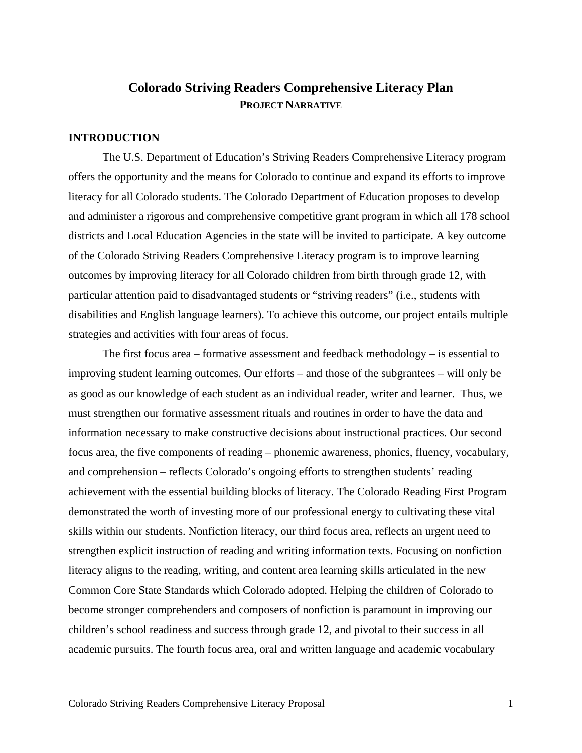# Colorado Striving Readers Comprehensive Literacy Plan

## PROJECT NARRATIVE

### INTRODUCTION

The U.S. Department of Education's Striving Readers Comprehensive Literacy program offers the opportunity and the means for Colorado to continue and expand its efforts to improve literacy for all Colorado students. The Colorado Department of Education proposes to develop and administer a rigorous and comprehensive competitive grant program in which all 178 school districts and Local Education Agencies in the state will be invited to participate. A key outcome of the Colorado Striving Readers Comprehensive Literacy program is to improve learning outcomes by improving literacy for all Colorado children from birth through grade 12, with particular attention paid to disadvantaged students or "striving readers" (i.e., students with disabilities and English language learners). To achieve this outcome, our project entails multiple strategies and activities with four areas of focus.

The first focus area – formative assessment and feedback methodology – is essential to improving student learning outcomes. Our efforts – and those of the subgrantees – will only be as good as our knowledge of each student as an individual reader, writer and learner. Thus, we must strengthen our formative assessment rituals and routines in order to have the data and information necessary to make constructive decisions about instructional practices. Our second focus area, the five components of reading – phonemic awareness, phonics, fluency, vocabulary, and comprehension – reflects Colorado's ongoing efforts to strengthen students' reading achievement with the essential building blocks of literacy. The Colorado Reading First Program demonstrated the worth of investing more of our professional energy to cultivating these vital skills within our students. Nonfiction literacy, our third focus area, reflects an urgent need to strengthen explicit instruction of reading and writing information texts. Focusing on nonfiction literacy aligns to the reading, writing, and content area learning skills articulated in the new Common Core State Standards which Colorado adopted. Helping the children of Colorado to become stronger comprehenders and composers of nonfiction is paramount in improving our children's school readiness and success through grade 12, and pivotal to their success in all academic pursuits. The fourth focus area, oral and written language and academic vocabulary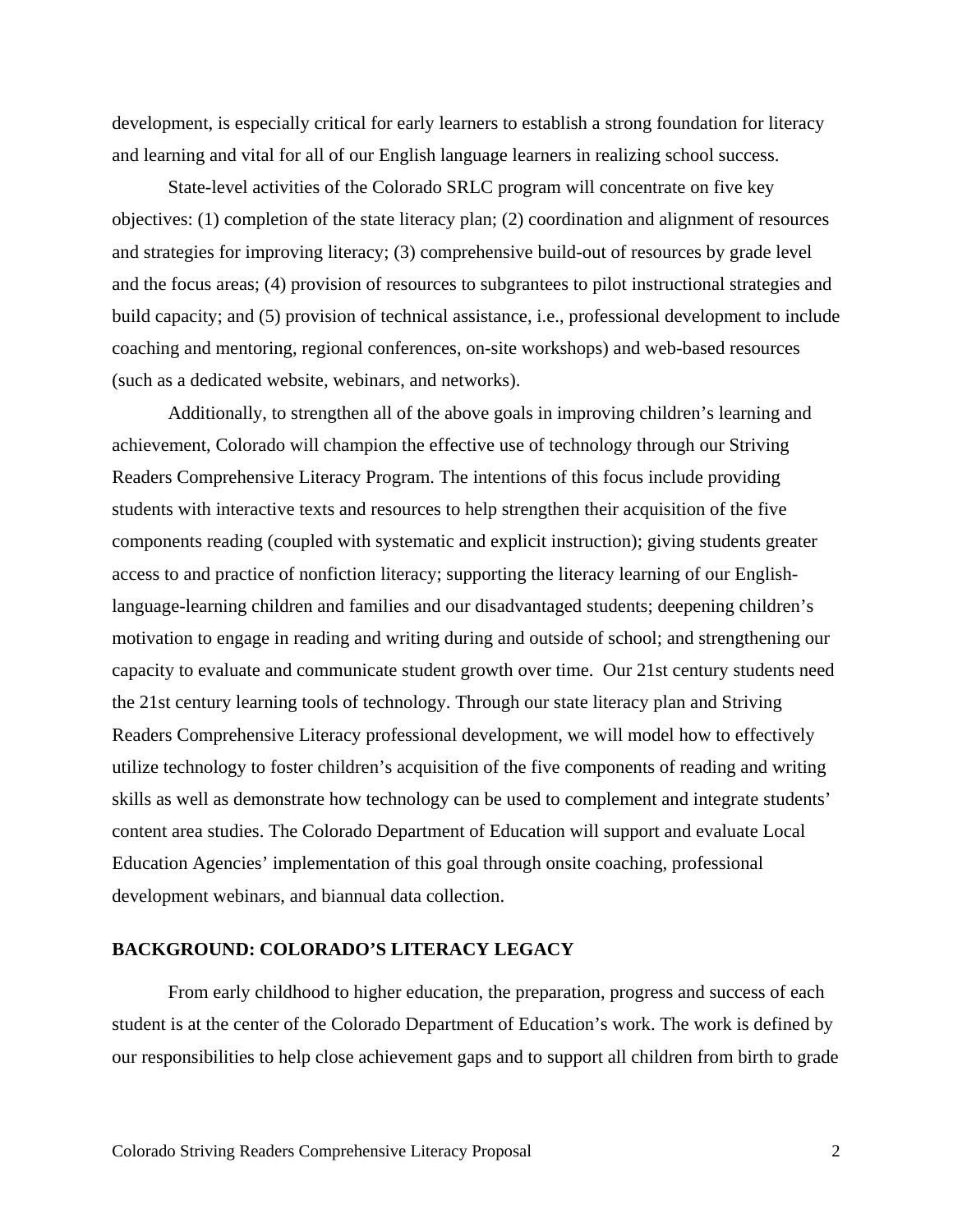development, is especially critical for early learners to establish a strong foundation for literacy and learning and vital for all of our English language learners in realizing school success.

State-level activities of the Colorado SRLC program will concentrate on five key objectives: (1) completion of the state literacy plan; (2) coordination and alignment of resources and strategies for improving literacy; (3) comprehensive build-out of resources by grade level and the focus areas; (4) provision of resources to subgrantees to pilot instructional strategies and build capacity; and (5) provision of technical assistance, i.e., professional development to include coaching and mentoring, regional conferences, on-site workshops) and web-based resources (such as a dedicated website, webinars, and networks).

Additionally, to strengthen all of the above goals in improving children's learning and achievement, Colorado will champion the effective use of technology through our Striving Readers Comprehensive Literacy Program. The intentions of this focus include providing students with interactive texts and resources to help strengthen their acquisition of the five components reading (coupled with systematic and explicit instruction); giving students greater access to and practice of nonfiction literacy; supporting the literacy learning of our English-language-learning children and families and our disadvantaged students; deepening children's motivation to engage in reading and writing during and outside of school; and strengthening our capacity to evaluate and communicate student growth over time. Our 21st century students need the 21st century learning tools of technology. Through our state literacy plan and Striving Readers Comprehensive Literacy professional development, we will model how to effectively utilize technology to foster children's acquisition of the five components of reading and writing skills as well as demonstrate how technology can be used to complement and integrate students' content area studies. The Colorado Department of Education will support and evaluate Local Education Agencies' implementation of this goal through onsite coaching, professional development webinars, and biannual data collection.

## BACKGROUND: COLORADO'S LITERACY LEGACY

From early childhood to higher education, the preparation, progress and success of each student is at the center of the Colorado Department of Education's work. The work is defined by our responsibilities to help close achievement gaps and to support all children from birth to grade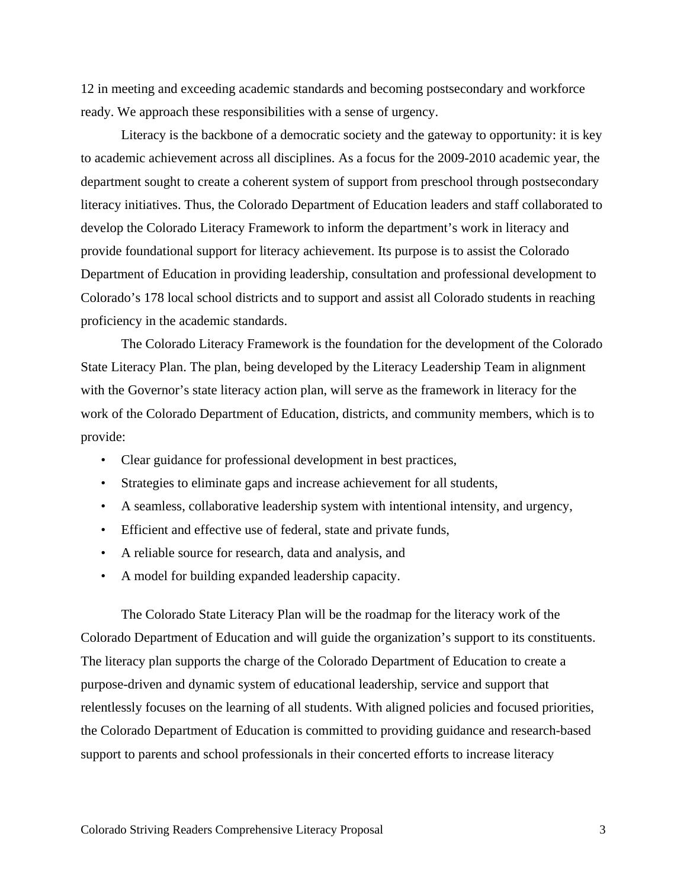12 in meeting and exceeding academic standards and becoming postsecondary and workforce ready. We approach these responsibilities with a sense of urgency.

Literacy is the backbone of a democratic society and the gateway to opportunity: it is key to academic achievement across all disciplines. As a focus for the 2009-2010 academic year, the department sought to create a coherent system of support from preschool through postsecondary literacy initiatives. Thus, the Colorado Department of Education leaders and staff collaborated to develop the Colorado Literacy Framework to inform the department's work in literacy and provide foundational support for literacy achievement. Its purpose is to assist the Colorado Department of Education in providing leadership, consultation and professional development to Colorado's 178 local school districts and to support and assist all Colorado students in reaching proficiency in the academic standards.

The Colorado Literacy Framework is the foundation for the development of the Colorado State Literacy Plan. The plan, being developed by the Literacy Leadership Team in alignment with the Governor's state literacy action plan, will serve as the framework in literacy for the work of the Colorado Department of Education, districts, and community members, which is to provide:

- Clear guidance for professional development in best practices,
- Strategies to eliminate gaps and increase achievement for all students,
- A seamless, collaborative leadership system with intentional intensity, and urgency,
- Efficient and effective use of federal, state and private funds,
- A reliable source for research, data and analysis, and
- A model for building expanded leadership capacity.

The Colorado State Literacy Plan will be the roadmap for the literacy work of the Colorado Department of Education and will guide the organization's support to its constituents. The literacy plan supports the charge of the Colorado Department of Education to create a purpose-driven and dynamic system of educational leadership, service and support that relentlessly focuses on the learning of all students. With aligned policies and focused priorities, the Colorado Department of Education is committed to providing guidance and research-based support to parents and school professionals in their concerted efforts to increase literacy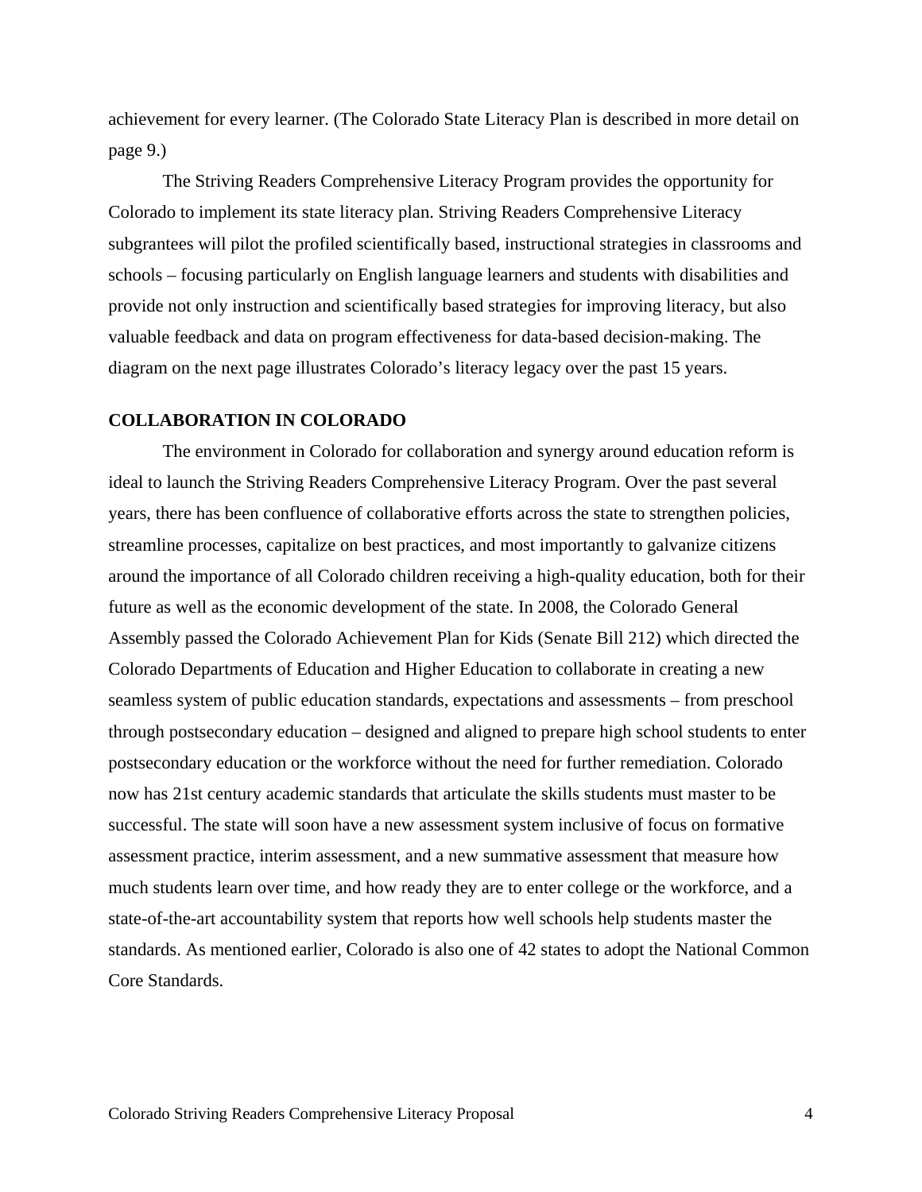achievement for every learner. (The Colorado State Literacy Plan is described in more detail on page 9.)

The Striving Readers Comprehensive Literacy Program provides the opportunity for Colorado to implement its state literacy plan. Striving Readers Comprehensive Literacy subgrantees will pilot the profiled scientifically based, instructional strategies in classrooms and schools – focusing particularly on English language learners and students with disabilities and provide not only instruction and scientifically based strategies for improving literacy, but also valuable feedback and data on program effectiveness for data-based decision-making. The diagram on the next page illustrates Colorado's literacy legacy over the past 15 years.

**COLLABORATION IN COLORADO**

The environment in Colorado for collaboration and synergy around education reform is ideal to launch the Striving Readers Comprehensive Literacy Program. Over the past several years, there has been confluence of collaborative efforts across the state to strengthen policies, streamline processes, capitalize on best practices, and most importantly to galvanize citizens around the importance of all Colorado children receiving a high-quality education, both for their future as well as the economic development of the state. In 2008, the Colorado General Assembly passed the Colorado Achievement Plan for Kids (Senate Bill 212) which directed the Colorado Departments of Education and Higher Education to collaborate in creating a new seamless system of public education standards, expectations and assessments – from preschool through postsecondary education – designed and aligned to prepare high school students to enter postsecondary education or the workforce without the need for further remediation. Colorado now has 21st century academic standards that articulate the skills students must master to be successful. The state will soon have a new assessment system inclusive of focus on formative assessment practice, interim assessment, and a new summative assessment that measure how much students learn over time, and how ready they are to enter college or the workforce, and a state-of-the-art accountability system that reports how well schools help students master the standards. As mentioned earlier, Colorado is also one of 42 states to adopt the National Common Core Standards.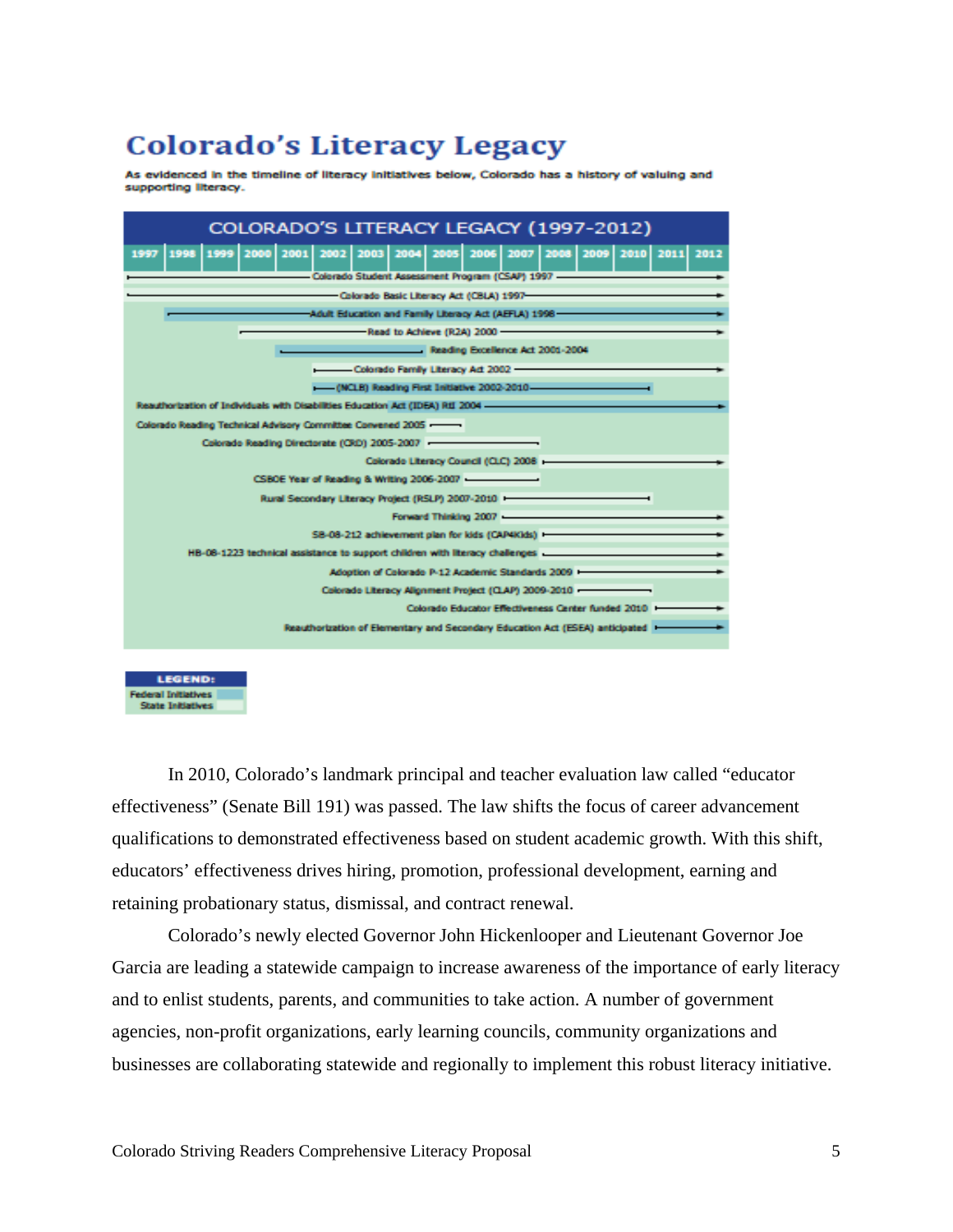# Colorado's Literacy Legacy

**As evidenced in the timeline of literacy initiatives below, Colorado has a history of valuing and supporting literacy.**

COLORADO'S LITERACY LEGACY (1997-2012)

1997 1998 1999 2000 2001 2002 2003 2004 2005 2006 2007 2008 2009 2010 2011 2012

Colorado Student Assessment Program (CSAP) 1997

Colorado Basic Literacy Act (CBLA) 1997

Adult Education and Family Literacy Act (AEFLA) 1998

Read to Achieve (R2A) 2000

Reading Excellence Act 2001-2004

Colorado Family Literacy Act 2002

(NCLB) Reading First Initiative 2002-2010

Reauthorization of Individuals with Disabilities Education Act (IDEA) RtI 2004

Colorado Reading Technical Advisory Committee Convened 2005

Colorado Reading Directorate (CRD) 2005-2007

Colorado Literacy Council (CLC) 2008

CSBOE Year of Reading & Writing 2006-2007

Rural Secondary Literacy Project (RSLP) 2007-2010

Forward Thinking 2007

SB-08-212 achievement plan for kids (CAP4Kids)

HB-08-1223 technical assistance to support children with literacy challenges

Adoption of Colorado P-12 Academic Standards 2009

Colorado Literacy Alignment Project (CLAP) 2009-2010

Colorado Educator Effectiveness Center funded 2010

Reauthorization of Elementary and Secondary Education Act (ESEA) anticipated

LEGEND:
Federal Initiatives
State Initiatives

In 2010, Colorado's landmark principal and teacher evaluation law called "educator effectiveness" (Senate Bill 191) was passed. The law shifts the focus of career advancement qualifications to demonstrated effectiveness based on student academic growth. With this shift, educators' effectiveness drives hiring, promotion, professional development, earning and retaining probationary status, dismissal, and contract renewal.

Colorado's newly elected Governor John Hickenlooper and Lieutenant Governor Joe Garcia are leading a statewide campaign to increase awareness of the importance of early literacy and to enlist students, parents, and communities to take action. A number of government agencies, non-profit organizations, early learning councils, community organizations and businesses are collaborating statewide and regionally to implement this robust literacy initiative.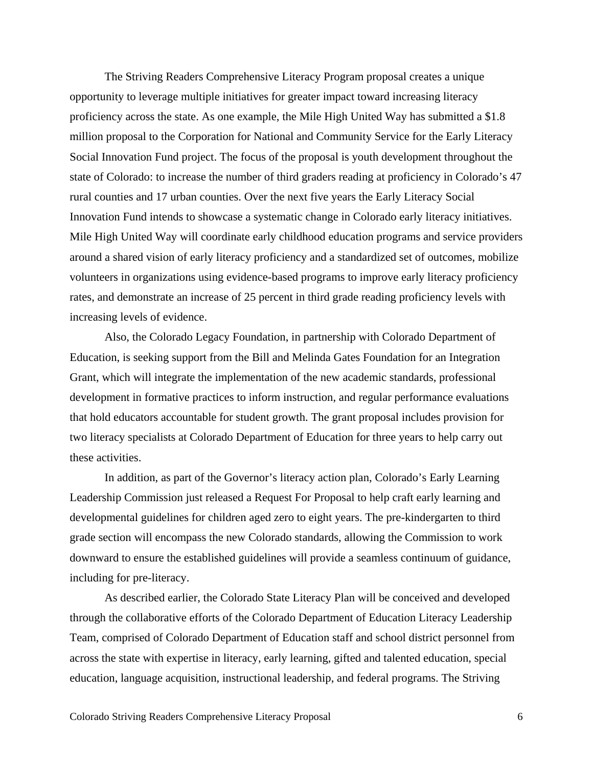The Striving Readers Comprehensive Literacy Program proposal creates a unique opportunity to leverage multiple initiatives for greater impact toward increasing literacy proficiency across the state. As one example, the Mile High United Way has submitted a $1.8 million proposal to the Corporation for National and Community Service for the Early Literacy Social Innovation Fund project. The focus of the proposal is youth development throughout the state of Colorado: to increase the number of third graders reading at proficiency in Colorado's 47 rural counties and 17 urban counties. Over the next five years the Early Literacy Social Innovation Fund intends to showcase a systematic change in Colorado early literacy initiatives. Mile High United Way will coordinate early childhood education programs and service providers around a shared vision of early literacy proficiency and a standardized set of outcomes, mobilize volunteers in organizations using evidence-based programs to improve early literacy proficiency rates, and demonstrate an increase of 25 percent in third grade reading proficiency levels with increasing levels of evidence.

Also, the Colorado Legacy Foundation, in partnership with Colorado Department of Education, is seeking support from the Bill and Melinda Gates Foundation for an Integration Grant, which will integrate the implementation of the new academic standards, professional development in formative practices to inform instruction, and regular performance evaluations that hold educators accountable for student growth. The grant proposal includes provision for two literacy specialists at Colorado Department of Education for three years to help carry out these activities.

In addition, as part of the Governor's literacy action plan, Colorado's Early Learning Leadership Commission just released a Request For Proposal to help craft early learning and developmental guidelines for children aged zero to eight years. The pre-kindergarten to third grade section will encompass the new Colorado standards, allowing the Commission to work downward to ensure the established guidelines will provide a seamless continuum of guidance, including for pre-literacy.

As described earlier, the Colorado State Literacy Plan will be conceived and developed through the collaborative efforts of the Colorado Department of Education Literacy Leadership Team, comprised of Colorado Department of Education staff and school district personnel from across the state with expertise in literacy, early learning, gifted and talented education, special education, language acquisition, instructional leadership, and federal programs. The Striving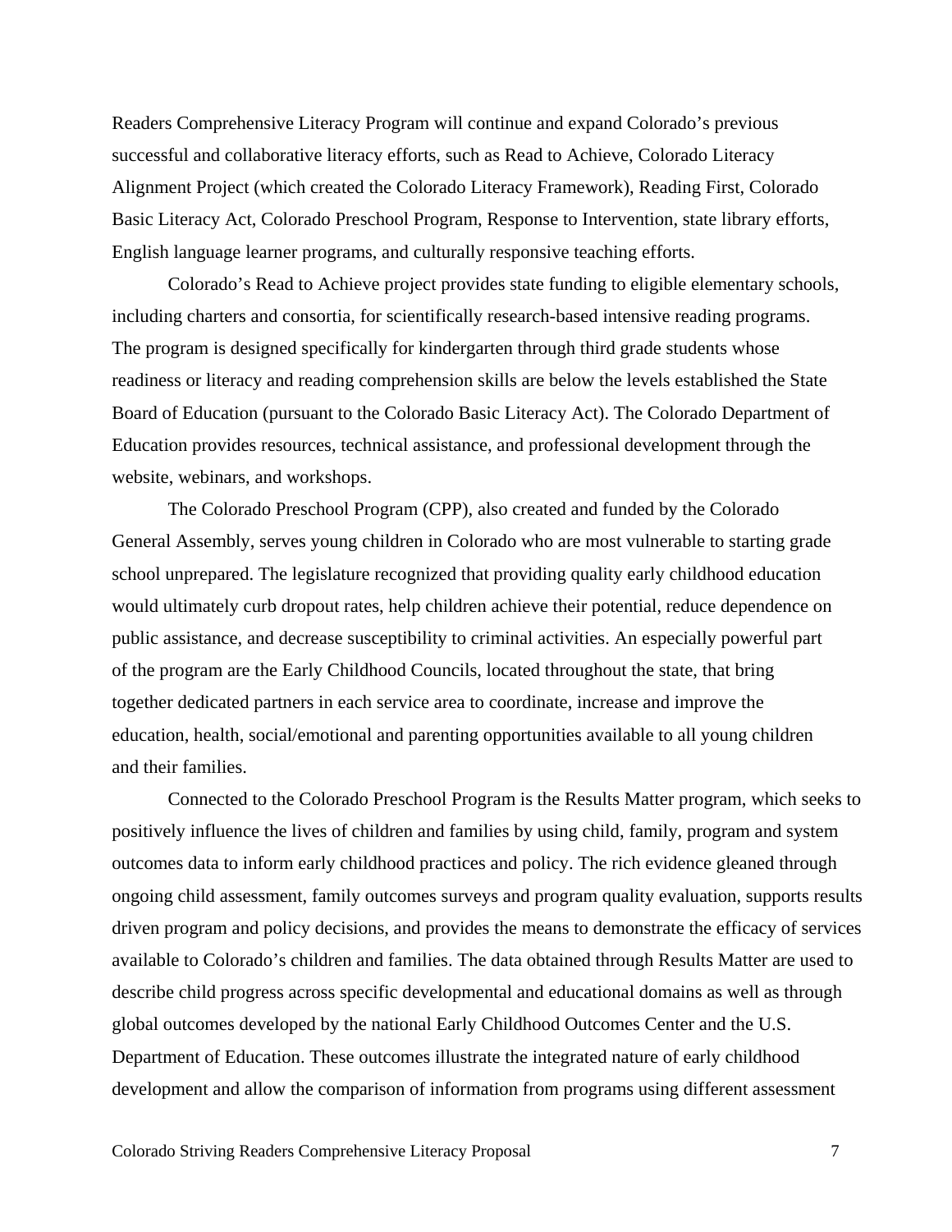Readers Comprehensive Literacy Program will continue and expand Colorado's previous successful and collaborative literacy efforts, such as Read to Achieve, Colorado Literacy Alignment Project (which created the Colorado Literacy Framework), Reading First, Colorado Basic Literacy Act, Colorado Preschool Program, Response to Intervention, state library efforts, English language learner programs, and culturally responsive teaching efforts.

Colorado's Read to Achieve project provides state funding to eligible elementary schools, including charters and consortia, for scientifically research-based intensive reading programs. The program is designed specifically for kindergarten through third grade students whose readiness or literacy and reading comprehension skills are below the levels established the State Board of Education (pursuant to the Colorado Basic Literacy Act). The Colorado Department of Education provides resources, technical assistance, and professional development through the website, webinars, and workshops.

The Colorado Preschool Program (CPP), also created and funded by the Colorado General Assembly, serves young children in Colorado who are most vulnerable to starting grade school unprepared. The legislature recognized that providing quality early childhood education would ultimately curb dropout rates, help children achieve their potential, reduce dependence on public assistance, and decrease susceptibility to criminal activities. An especially powerful part of the program are the Early Childhood Councils, located throughout the state, that bring together dedicated partners in each service area to coordinate, increase and improve the education, health, social/emotional and parenting opportunities available to all young children and their families.

Connected to the Colorado Preschool Program is the Results Matter program, which seeks to positively influence the lives of children and families by using child, family, program and system outcomes data to inform early childhood practices and policy. The rich evidence gleaned through ongoing child assessment, family outcomes surveys and program quality evaluation, supports results driven program and policy decisions, and provides the means to demonstrate the efficacy of services available to Colorado's children and families. The data obtained through Results Matter are used to describe child progress across specific developmental and educational domains as well as through global outcomes developed by the national Early Childhood Outcomes Center and the U.S. Department of Education. These outcomes illustrate the integrated nature of early childhood development and allow the comparison of information from programs using different assessment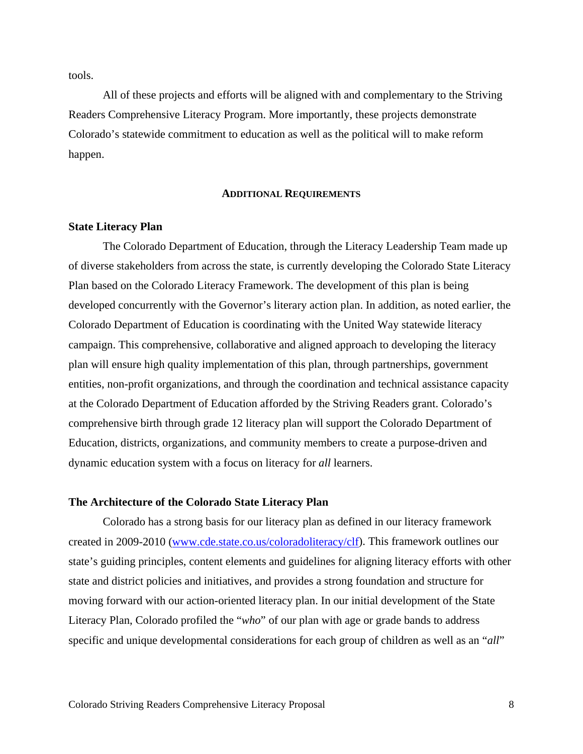tools.

All of these projects and efforts will be aligned with and complementary to the Striving Readers Comprehensive Literacy Program. More importantly, these projects demonstrate Colorado's statewide commitment to education as well as the political will to make reform happen.

## ADDITIONAL REQUIREMENTS

### State Literacy Plan

The Colorado Department of Education, through the Literacy Leadership Team made up of diverse stakeholders from across the state, is currently developing the Colorado State Literacy Plan based on the Colorado Literacy Framework. The development of this plan is being developed concurrently with the Governor's literary action plan. In addition, as noted earlier, the Colorado Department of Education is coordinating with the United Way statewide literacy campaign. This comprehensive, collaborative and aligned approach to developing the literacy plan will ensure high quality implementation of this plan, through partnerships, government entities, non-profit organizations, and through the coordination and technical assistance capacity at the Colorado Department of Education afforded by the Striving Readers grant. Colorado's comprehensive birth through grade 12 literacy plan will support the Colorado Department of Education, districts, organizations, and community members to create a purpose-driven and dynamic education system with a focus on literacy for *all* learners.

### The Architecture of the Colorado State Literacy Plan

Colorado has a strong basis for our literacy plan as defined in our literacy framework created in 2009-2010 ([www.cde.state.co.us/coloradoliteracy/clf](www.cde.state.co.us/coloradoliteracy/clf)). This framework outlines our state's guiding principles, content elements and guidelines for aligning literacy efforts with other state and district policies and initiatives, and provides a strong foundation and structure for moving forward with our action-oriented literacy plan. In our initial development of the State Literacy Plan, Colorado profiled the "*who*" of our plan with age or grade bands to address specific and unique developmental considerations for each group of children as well as an "*all*"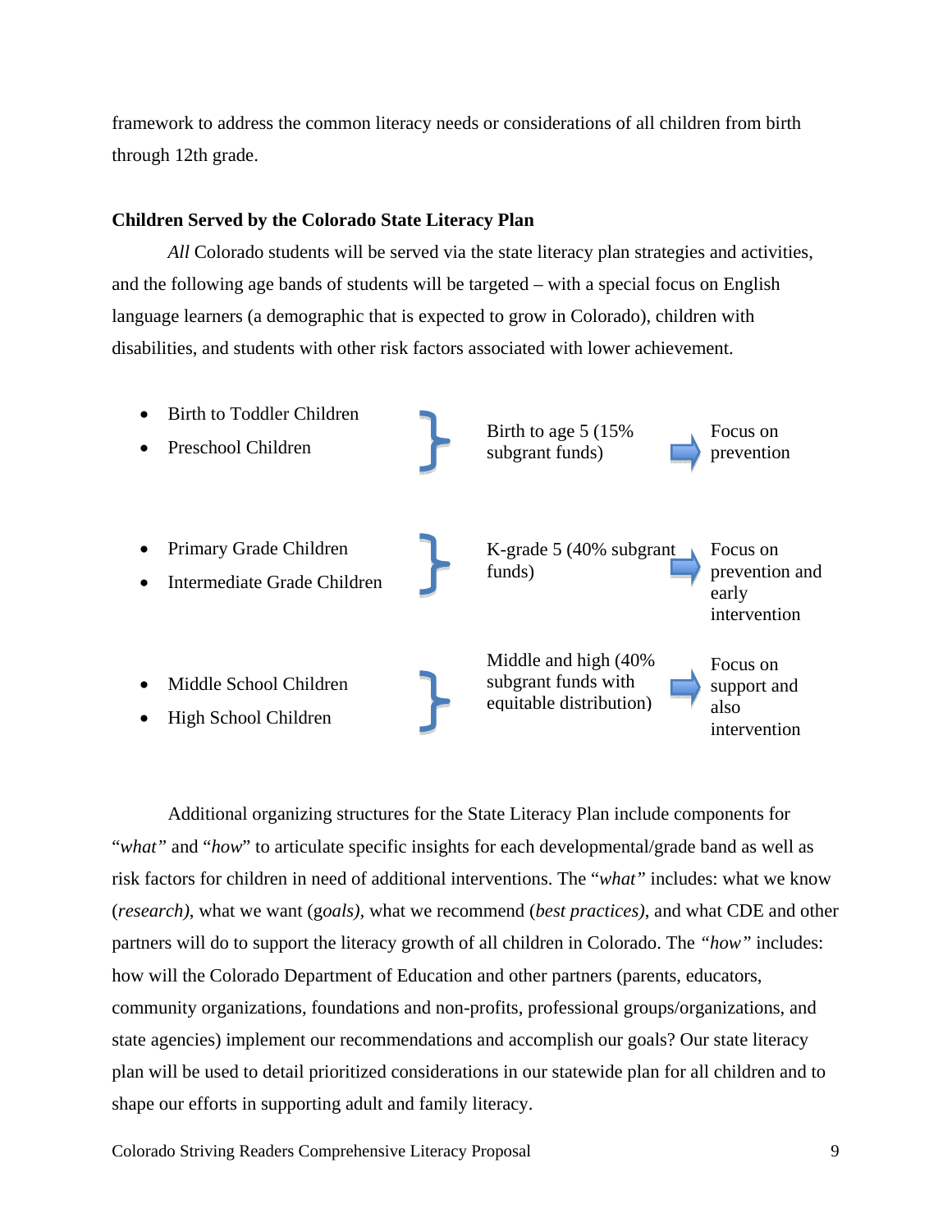framework to address the common literacy needs or considerations of all children from birth through 12th grade.

**Children Served by the Colorado State Literacy Plan**

*All* Colorado students will be served via the state literacy plan strategies and activities, and the following age bands of students will be targeted – with a special focus on English language learners (a demographic that is expected to grow in Colorado), children with disabilities, and students with other risk factors associated with lower achievement.

| | | |
|---|---|---|
| • Birth to Toddler Children<br>• Preschool Children | Birth to age 5 (15% subgrant funds) | Focus on prevention |
| • Primary Grade Children<br>• Intermediate Grade Children | K-grade 5 (40% subgrant funds) | Focus on prevention and early intervention |
| • Middle School Children<br>• High School Children | Middle and high (40% subgrant funds with equitable distribution) | Focus on support and also intervention |

Additional organizing structures for the State Literacy Plan include components for "*what*" and "*how*" to articulate specific insights for each developmental/grade band as well as risk factors for children in need of additional interventions. The "*what*" includes: what we know (*research*), what we want (*goals),* what we recommend (*best practices*), and what CDE and other partners will do to support the literacy growth of all children in Colorado. The *"how"* includes: how will the Colorado Department of Education and other partners (parents, educators, community organizations, foundations and non-profits, professional groups/organizations, and state agencies) implement our recommendations and accomplish our goals? Our state literacy plan will be used to detail prioritized considerations in our statewide plan for all children and to shape our efforts in supporting adult and family literacy.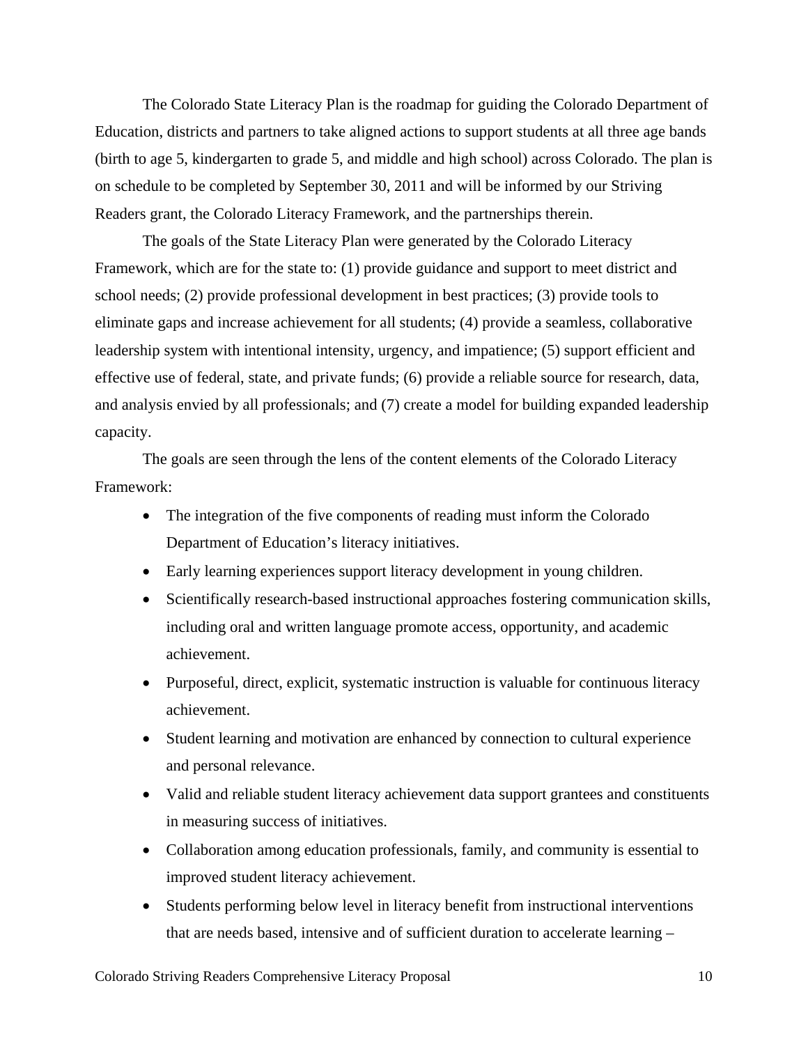The Colorado State Literacy Plan is the roadmap for guiding the Colorado Department of Education, districts and partners to take aligned actions to support students at all three age bands (birth to age 5, kindergarten to grade 5, and middle and high school) across Colorado. The plan is on schedule to be completed by September 30, 2011 and will be informed by our Striving Readers grant, the Colorado Literacy Framework, and the partnerships therein.

The goals of the State Literacy Plan were generated by the Colorado Literacy Framework, which are for the state to: (1) provide guidance and support to meet district and school needs; (2) provide professional development in best practices; (3) provide tools to eliminate gaps and increase achievement for all students; (4) provide a seamless, collaborative leadership system with intentional intensity, urgency, and impatience; (5) support efficient and effective use of federal, state, and private funds; (6) provide a reliable source for research, data, and analysis envied by all professionals; and (7) create a model for building expanded leadership capacity.

The goals are seen through the lens of the content elements of the Colorado Literacy Framework:

- The integration of the five components of reading must inform the Colorado Department of Education's literacy initiatives.
- Early learning experiences support literacy development in young children.
- Scientifically research-based instructional approaches fostering communication skills, including oral and written language promote access, opportunity, and academic achievement.
- Purposeful, direct, explicit, systematic instruction is valuable for continuous literacy achievement.
- Student learning and motivation are enhanced by connection to cultural experience and personal relevance.
- Valid and reliable student literacy achievement data support grantees and constituents in measuring success of initiatives.
- Collaboration among education professionals, family, and community is essential to improved student literacy achievement.
- Students performing below level in literacy benefit from instructional interventions that are needs based, intensive and of sufficient duration to accelerate learning –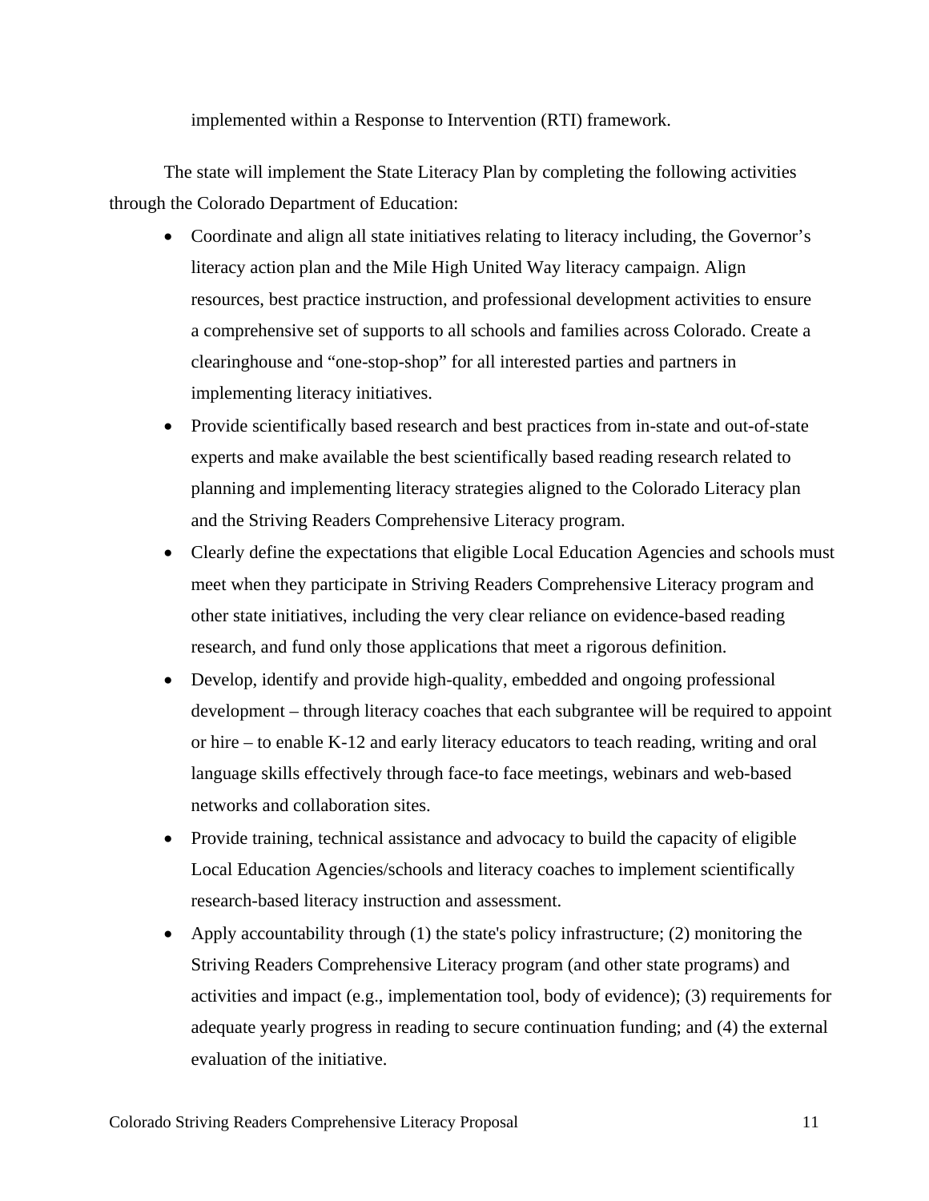implemented within a Response to Intervention (RTI) framework.

The state will implement the State Literacy Plan by completing the following activities through the Colorado Department of Education:

- Coordinate and align all state initiatives relating to literacy including, the Governor's literacy action plan and the Mile High United Way literacy campaign. Align resources, best practice instruction, and professional development activities to ensure a comprehensive set of supports to all schools and families across Colorado. Create a clearinghouse and "one-stop-shop" for all interested parties and partners in implementing literacy initiatives.
- Provide scientifically based research and best practices from in-state and out-of-state experts and make available the best scientifically based reading research related to planning and implementing literacy strategies aligned to the Colorado Literacy plan and the Striving Readers Comprehensive Literacy program.
- Clearly define the expectations that eligible Local Education Agencies and schools must meet when they participate in Striving Readers Comprehensive Literacy program and other state initiatives, including the very clear reliance on evidence-based reading research, and fund only those applications that meet a rigorous definition.
- Develop, identify and provide high-quality, embedded and ongoing professional development – through literacy coaches that each subgrantee will be required to appoint or hire – to enable K-12 and early literacy educators to teach reading, writing and oral language skills effectively through face-to face meetings, webinars and web-based networks and collaboration sites.
- Provide training, technical assistance and advocacy to build the capacity of eligible Local Education Agencies/schools and literacy coaches to implement scientifically research-based literacy instruction and assessment.
- Apply accountability through (1) the state's policy infrastructure; (2) monitoring the Striving Readers Comprehensive Literacy program (and other state programs) and activities and impact (e.g., implementation tool, body of evidence); (3) requirements for adequate yearly progress in reading to secure continuation funding; and (4) the external evaluation of the initiative.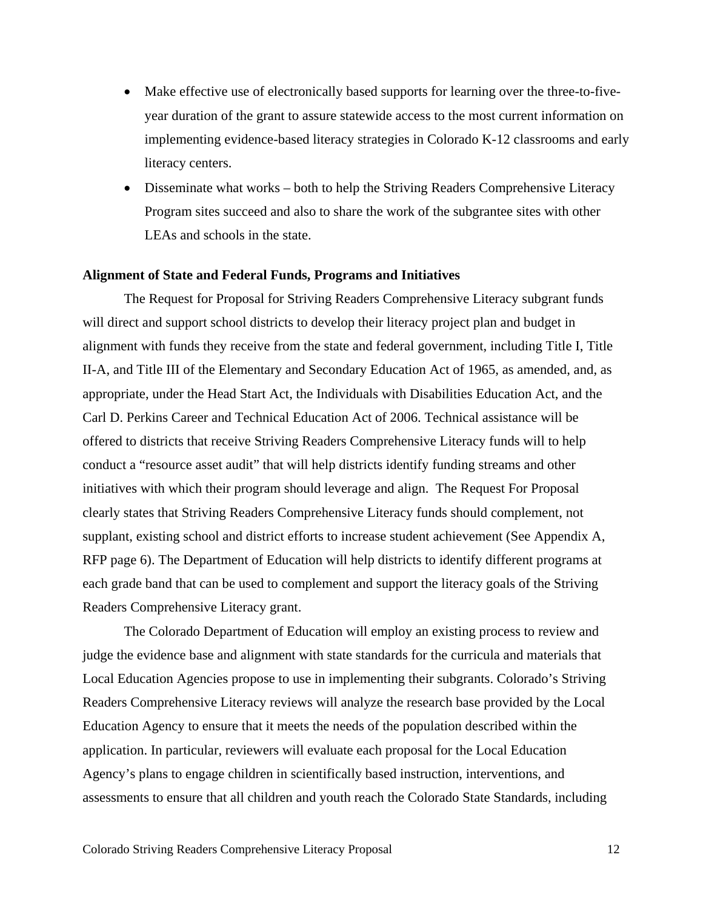- Make effective use of electronically based supports for learning over the three-to-five-year duration of the grant to assure statewide access to the most current information on implementing evidence-based literacy strategies in Colorado K-12 classrooms and early literacy centers.
- Disseminate what works – both to help the Striving Readers Comprehensive Literacy Program sites succeed and also to share the work of the subgrantee sites with other LEAs and schools in the state.

**Alignment of State and Federal Funds, Programs and Initiatives**

The Request for Proposal for Striving Readers Comprehensive Literacy subgrant funds will direct and support school districts to develop their literacy project plan and budget in alignment with funds they receive from the state and federal government, including Title I, Title II-A, and Title III of the Elementary and Secondary Education Act of 1965, as amended, and, as appropriate, under the Head Start Act, the Individuals with Disabilities Education Act, and the Carl D. Perkins Career and Technical Education Act of 2006. Technical assistance will be offered to districts that receive Striving Readers Comprehensive Literacy funds will to help conduct a "resource asset audit" that will help districts identify funding streams and other initiatives with which their program should leverage and align. The Request For Proposal clearly states that Striving Readers Comprehensive Literacy funds should complement, not supplant, existing school and district efforts to increase student achievement (See Appendix A, RFP page 6). The Department of Education will help districts to identify different programs at each grade band that can be used to complement and support the literacy goals of the Striving Readers Comprehensive Literacy grant.

The Colorado Department of Education will employ an existing process to review and judge the evidence base and alignment with state standards for the curricula and materials that Local Education Agencies propose to use in implementing their subgrants. Colorado's Striving Readers Comprehensive Literacy reviews will analyze the research base provided by the Local Education Agency to ensure that it meets the needs of the population described within the application. In particular, reviewers will evaluate each proposal for the Local Education Agency's plans to engage children in scientifically based instruction, interventions, and assessments to ensure that all children and youth reach the Colorado State Standards, including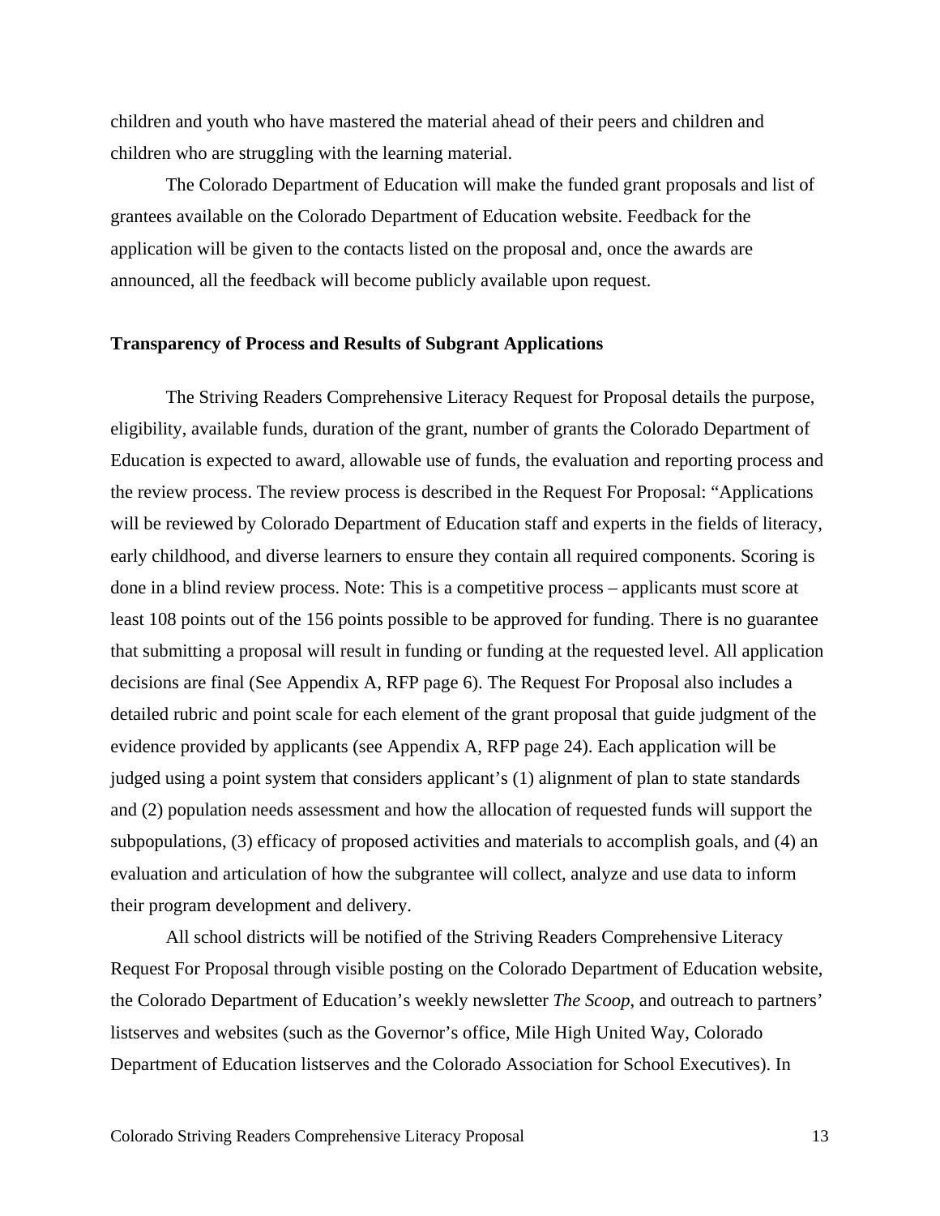children and youth who have mastered the material ahead of their peers and children and children who are struggling with the learning material.

The Colorado Department of Education will make the funded grant proposals and list of grantees available on the Colorado Department of Education website. Feedback for the application will be given to the contacts listed on the proposal and, once the awards are announced, all the feedback will become publicly available upon request.

**Transparency of Process and Results of Subgrant Applications**

The Striving Readers Comprehensive Literacy Request for Proposal details the purpose, eligibility, available funds, duration of the grant, number of grants the Colorado Department of Education is expected to award, allowable use of funds, the evaluation and reporting process and the review process. The review process is described in the Request For Proposal: "Applications will be reviewed by Colorado Department of Education staff and experts in the fields of literacy, early childhood, and diverse learners to ensure they contain all required components. Scoring is done in a blind review process. Note: This is a competitive process – applicants must score at least 108 points out of the 156 points possible to be approved for funding. There is no guarantee that submitting a proposal will result in funding or funding at the requested level. All application decisions are final (See Appendix A, RFP page 6). The Request For Proposal also includes a detailed rubric and point scale for each element of the grant proposal that guide judgment of the evidence provided by applicants (see Appendix A, RFP page 24). Each application will be judged using a point system that considers applicant's (1) alignment of plan to state standards and (2) population needs assessment and how the allocation of requested funds will support the subpopulations, (3) efficacy of proposed activities and materials to accomplish goals, and (4) an evaluation and articulation of how the subgrantee will collect, analyze and use data to inform their program development and delivery.

All school districts will be notified of the Striving Readers Comprehensive Literacy Request For Proposal through visible posting on the Colorado Department of Education website, the Colorado Department of Education's weekly newsletter *The Scoop*, and outreach to partners' listserves and websites (such as the Governor's office, Mile High United Way, Colorado Department of Education listserves and the Colorado Association for School Executives). In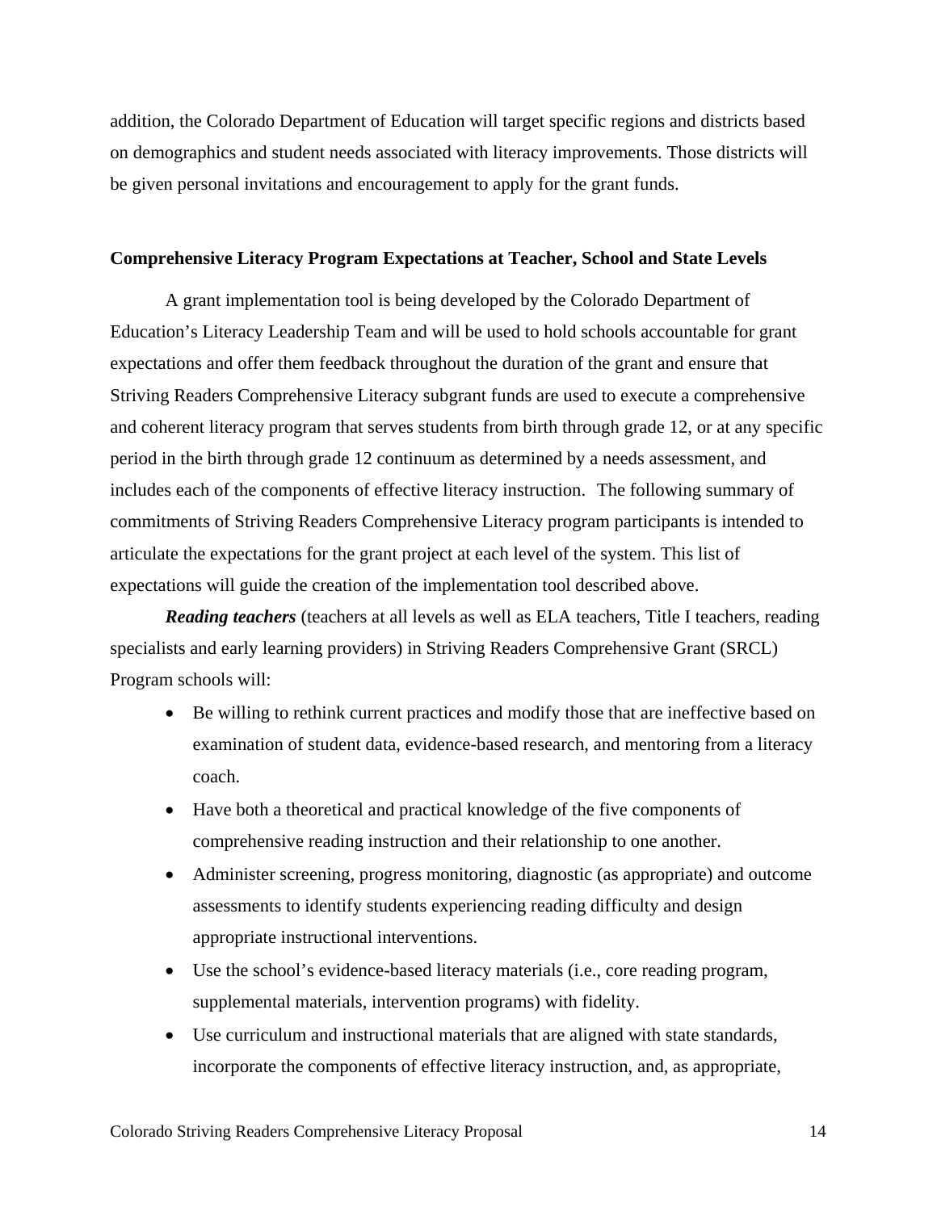addition, the Colorado Department of Education will target specific regions and districts based on demographics and student needs associated with literacy improvements. Those districts will be given personal invitations and encouragement to apply for the grant funds.

### Comprehensive Literacy Program Expectations at Teacher, School and State Levels

A grant implementation tool is being developed by the Colorado Department of Education's Literacy Leadership Team and will be used to hold schools accountable for grant expectations and offer them feedback throughout the duration of the grant and ensure that Striving Readers Comprehensive Literacy subgrant funds are used to execute a comprehensive and coherent literacy program that serves students from birth through grade 12, or at any specific period in the birth through grade 12 continuum as determined by a needs assessment, and includes each of the components of effective literacy instruction. The following summary of commitments of Striving Readers Comprehensive Literacy program participants is intended to articulate the expectations for the grant project at each level of the system. This list of expectations will guide the creation of the implementation tool described above.

***Reading teachers*** (teachers at all levels as well as ELA teachers, Title I teachers, reading specialists and early learning providers) in Striving Readers Comprehensive Grant (SRCL) Program schools will:

- Be willing to rethink current practices and modify those that are ineffective based on examination of student data, evidence-based research, and mentoring from a literacy coach.
- Have both a theoretical and practical knowledge of the five components of comprehensive reading instruction and their relationship to one another.
- Administer screening, progress monitoring, diagnostic (as appropriate) and outcome assessments to identify students experiencing reading difficulty and design appropriate instructional interventions.
- Use the school's evidence-based literacy materials (i.e., core reading program, supplemental materials, intervention programs) with fidelity.
- Use curriculum and instructional materials that are aligned with state standards, incorporate the components of effective literacy instruction, and, as appropriate,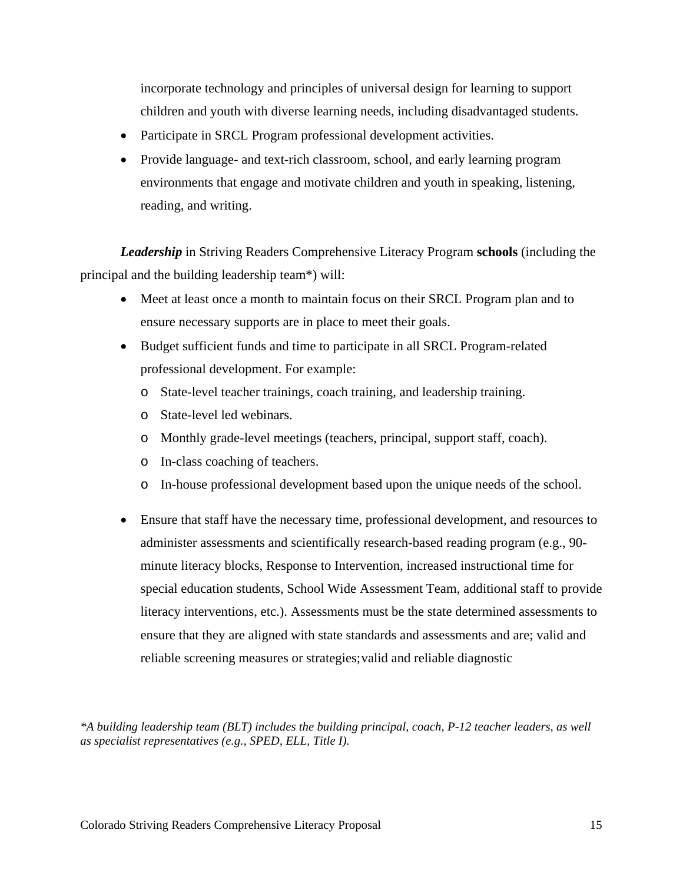incorporate technology and principles of universal design for learning to support children and youth with diverse learning needs, including disadvantaged students.

- Participate in SRCL Program professional development activities.
- Provide language- and text-rich classroom, school, and early learning program environments that engage and motivate children and youth in speaking, listening, reading, and writing.

***Leadership*** in Striving Readers Comprehensive Literacy Program **schools** (including the principal and the building leadership team*) will:

- Meet at least once a month to maintain focus on their SRCL Program plan and to ensure necessary supports are in place to meet their goals.
- Budget sufficient funds and time to participate in all SRCL Program-related professional development. For example:
  - State-level teacher trainings, coach training, and leadership training.
  - State-level led webinars.
  - Monthly grade-level meetings (teachers, principal, support staff, coach).
  - In-class coaching of teachers.
  - In-house professional development based upon the unique needs of the school.
- Ensure that staff have the necessary time, professional development, and resources to administer assessments and scientifically research-based reading program (e.g., 90-minute literacy blocks, Response to Intervention, increased instructional time for special education students, School Wide Assessment Team, additional staff to provide literacy interventions, etc.). Assessments must be the state determined assessments to ensure that they are aligned with state standards and assessments and are; valid and reliable screening measures or strategies; valid and reliable diagnostic

*\*A building leadership team (BLT) includes the building principal, coach, P-12 teacher leaders, as well as specialist representatives (e.g., SPED, ELL, Title I).*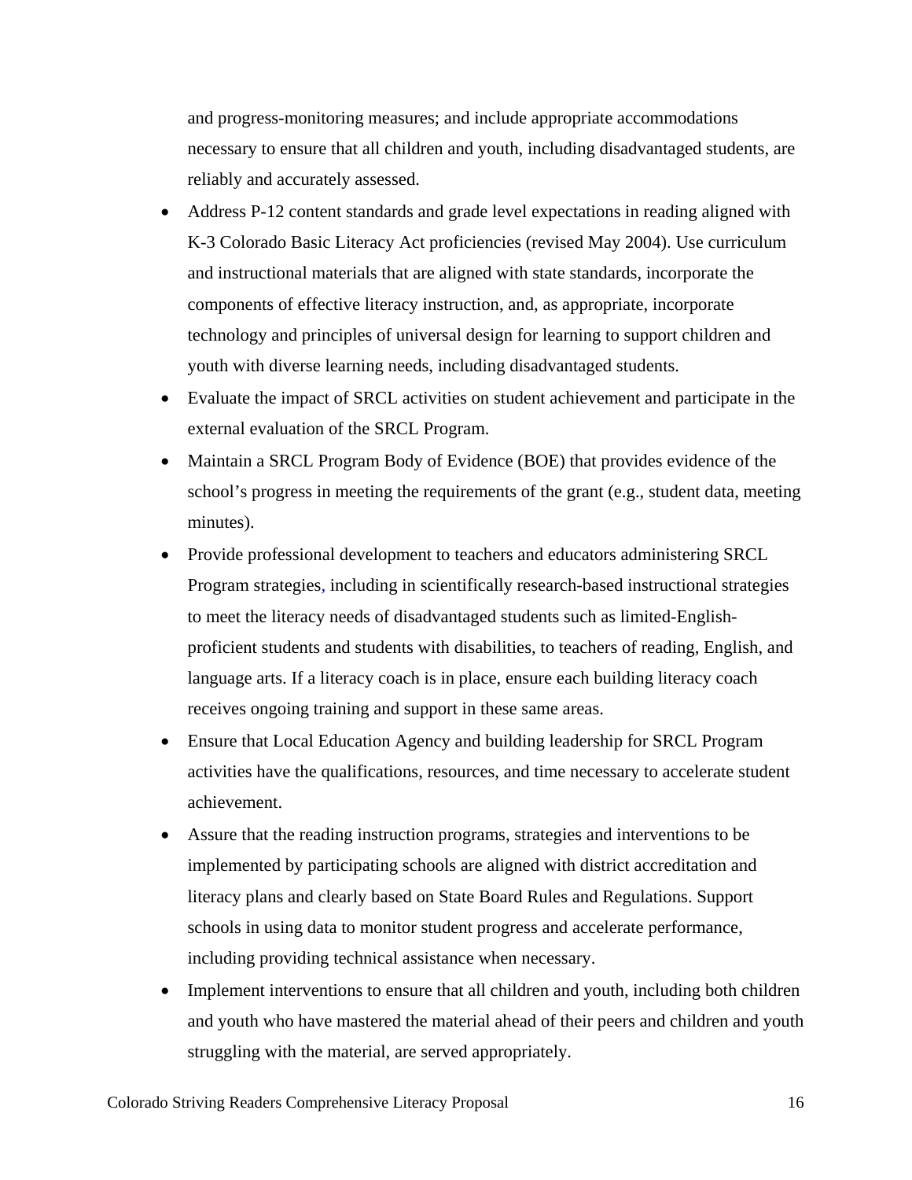and progress-monitoring measures; and include appropriate accommodations necessary to ensure that all children and youth, including disadvantaged students, are reliably and accurately assessed.

- Address P-12 content standards and grade level expectations in reading aligned with K-3 Colorado Basic Literacy Act proficiencies (revised May 2004). Use curriculum and instructional materials that are aligned with state standards, incorporate the components of effective literacy instruction, and, as appropriate, incorporate technology and principles of universal design for learning to support children and youth with diverse learning needs, including disadvantaged students.
- Evaluate the impact of SRCL activities on student achievement and participate in the external evaluation of the SRCL Program.
- Maintain a SRCL Program Body of Evidence (BOE) that provides evidence of the school's progress in meeting the requirements of the grant (e.g., student data, meeting minutes).
- Provide professional development to teachers and educators administering SRCL Program strategies, including in scientifically research-based instructional strategies to meet the literacy needs of disadvantaged students such as limited-English-proficient students and students with disabilities, to teachers of reading, English, and language arts. If a literacy coach is in place, ensure each building literacy coach receives ongoing training and support in these same areas.
- Ensure that Local Education Agency and building leadership for SRCL Program activities have the qualifications, resources, and time necessary to accelerate student achievement.
- Assure that the reading instruction programs, strategies and interventions to be implemented by participating schools are aligned with district accreditation and literacy plans and clearly based on State Board Rules and Regulations. Support schools in using data to monitor student progress and accelerate performance, including providing technical assistance when necessary.
- Implement interventions to ensure that all children and youth, including both children and youth who have mastered the material ahead of their peers and children and youth struggling with the material, are served appropriately.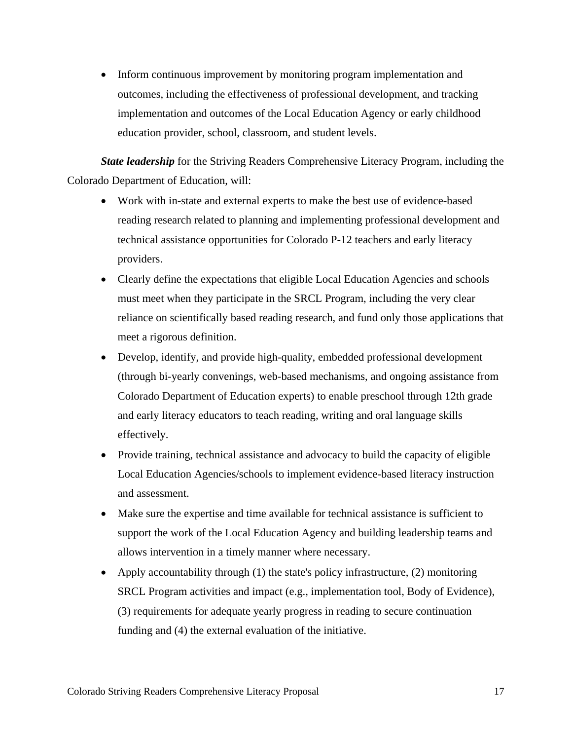- Inform continuous improvement by monitoring program implementation and outcomes, including the effectiveness of professional development, and tracking implementation and outcomes of the Local Education Agency or early childhood education provider, school, classroom, and student levels.

***State leadership*** for the Striving Readers Comprehensive Literacy Program, including the Colorado Department of Education, will:

- Work with in-state and external experts to make the best use of evidence-based reading research related to planning and implementing professional development and technical assistance opportunities for Colorado P-12 teachers and early literacy providers.
- Clearly define the expectations that eligible Local Education Agencies and schools must meet when they participate in the SRCL Program, including the very clear reliance on scientifically based reading research, and fund only those applications that meet a rigorous definition.
- Develop, identify, and provide high-quality, embedded professional development (through bi-yearly convenings, web-based mechanisms, and ongoing assistance from Colorado Department of Education experts) to enable preschool through 12th grade and early literacy educators to teach reading, writing and oral language skills effectively.
- Provide training, technical assistance and advocacy to build the capacity of eligible Local Education Agencies/schools to implement evidence-based literacy instruction and assessment.
- Make sure the expertise and time available for technical assistance is sufficient to support the work of the Local Education Agency and building leadership teams and allows intervention in a timely manner where necessary.
- Apply accountability through (1) the state's policy infrastructure, (2) monitoring SRCL Program activities and impact (e.g., implementation tool, Body of Evidence), (3) requirements for adequate yearly progress in reading to secure continuation funding and (4) the external evaluation of the initiative.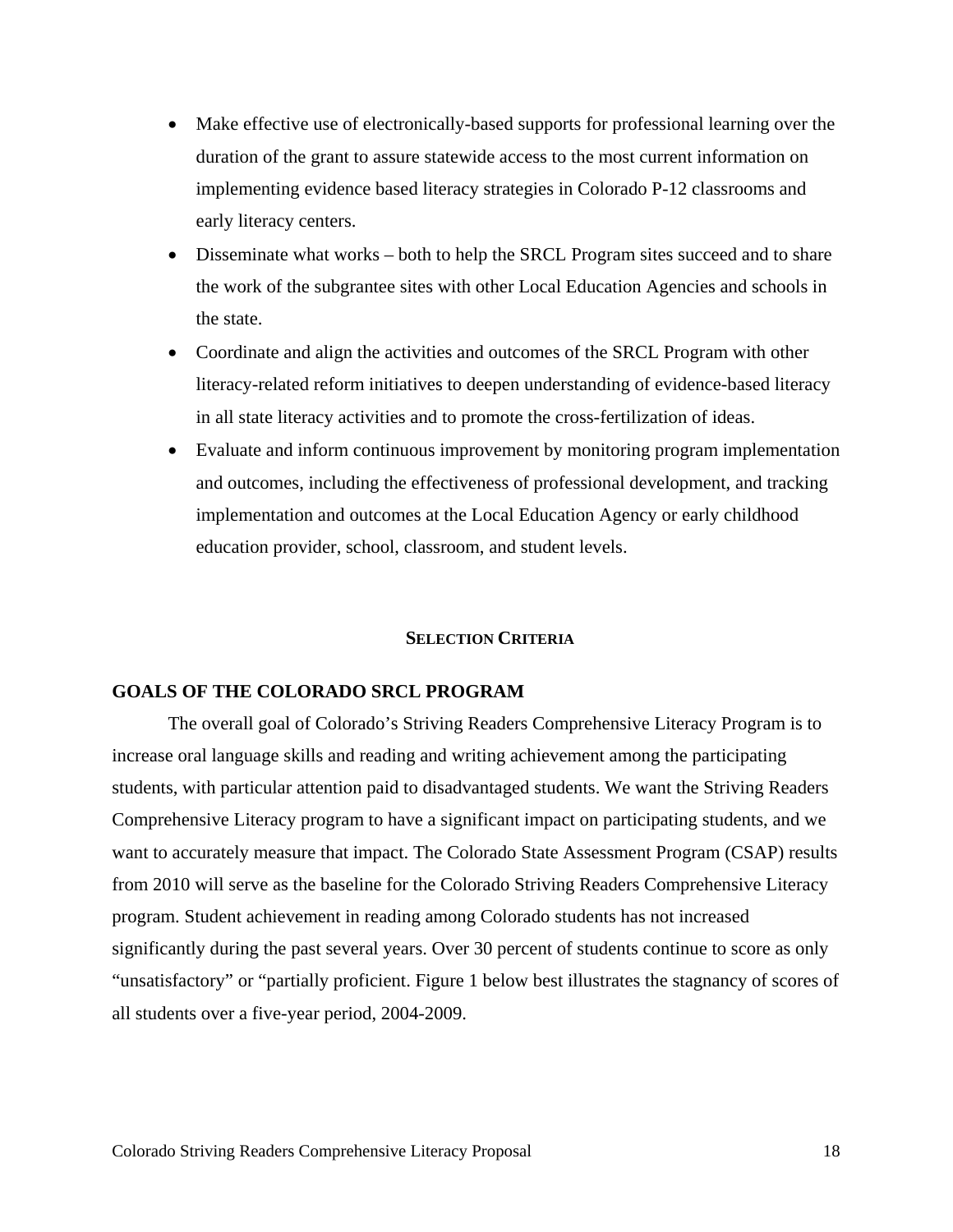- Make effective use of electronically-based supports for professional learning over the duration of the grant to assure statewide access to the most current information on implementing evidence based literacy strategies in Colorado P-12 classrooms and early literacy centers.
- Disseminate what works – both to help the SRCL Program sites succeed and to share the work of the subgrantee sites with other Local Education Agencies and schools in the state.
- Coordinate and align the activities and outcomes of the SRCL Program with other literacy-related reform initiatives to deepen understanding of evidence-based literacy in all state literacy activities and to promote the cross-fertilization of ideas.
- Evaluate and inform continuous improvement by monitoring program implementation and outcomes, including the effectiveness of professional development, and tracking implementation and outcomes at the Local Education Agency or early childhood education provider, school, classroom, and student levels.

## SELECTION CRITERIA

### GOALS OF THE COLORADO SRCL PROGRAM

The overall goal of Colorado's Striving Readers Comprehensive Literacy Program is to increase oral language skills and reading and writing achievement among the participating students, with particular attention paid to disadvantaged students. We want the Striving Readers Comprehensive Literacy program to have a significant impact on participating students, and we want to accurately measure that impact. The Colorado State Assessment Program (CSAP) results from 2010 will serve as the baseline for the Colorado Striving Readers Comprehensive Literacy program. Student achievement in reading among Colorado students has not increased significantly during the past several years. Over 30 percent of students continue to score as only "unsatisfactory" or "partially proficient. Figure 1 below best illustrates the stagnancy of scores of all students over a five-year period, 2004-2009.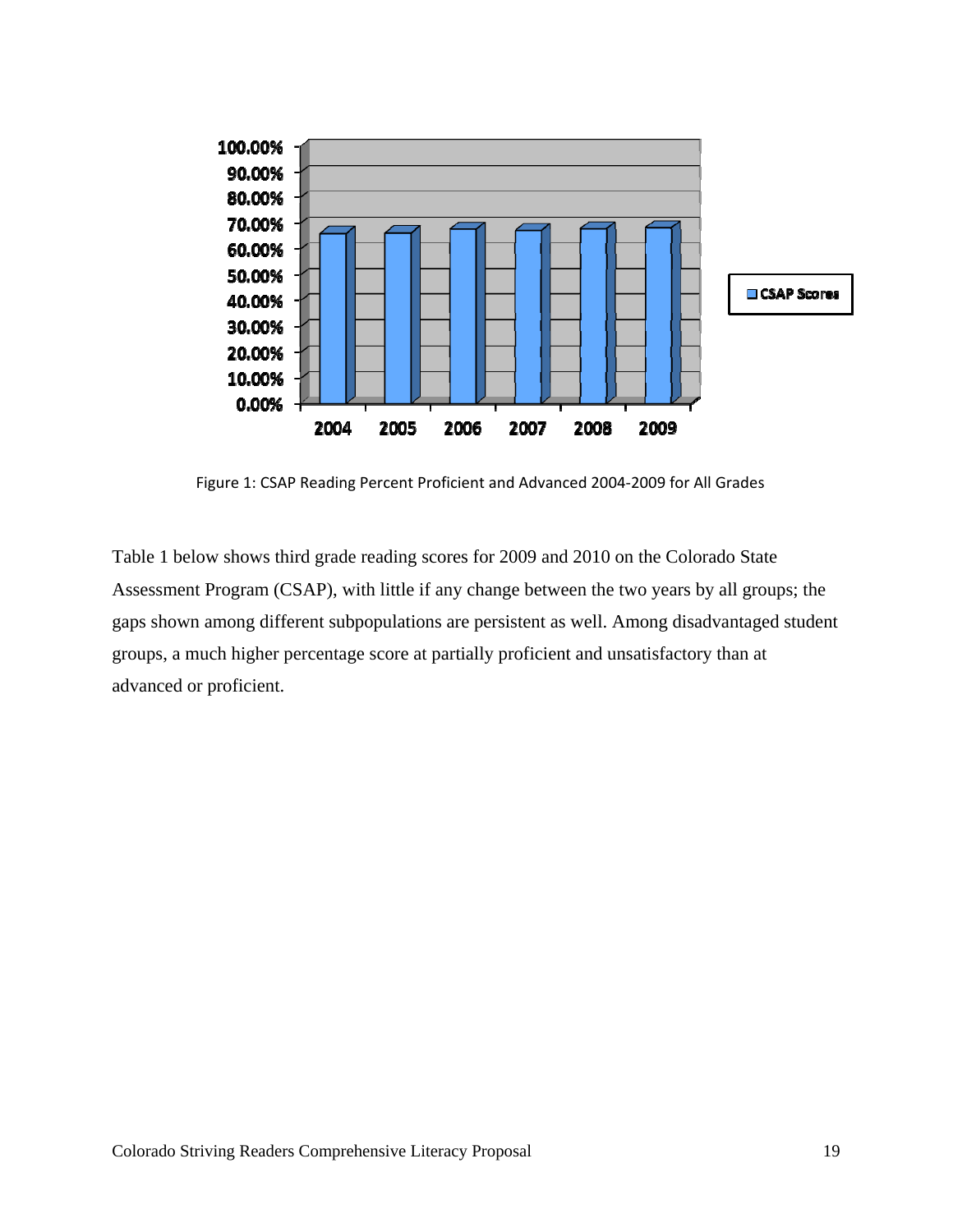100.00%
90.00%
80.00%
70.00%
60.00%
50.00%
40.00%
30.00%
20.00%
10.00%
0.00%

2004 2005 2006 2007 2008 2009

CSAP Scores

Figure 1: CSAP Reading Percent Proficient and Advanced 2004-2009 for All Grades

Table 1 below shows third grade reading scores for 2009 and 2010 on the Colorado State Assessment Program (CSAP), with little if any change between the two years by all groups; the gaps shown among different subpopulations are persistent as well. Among disadvantaged student groups, a much higher percentage score at partially proficient and unsatisfactory than at advanced or proficient.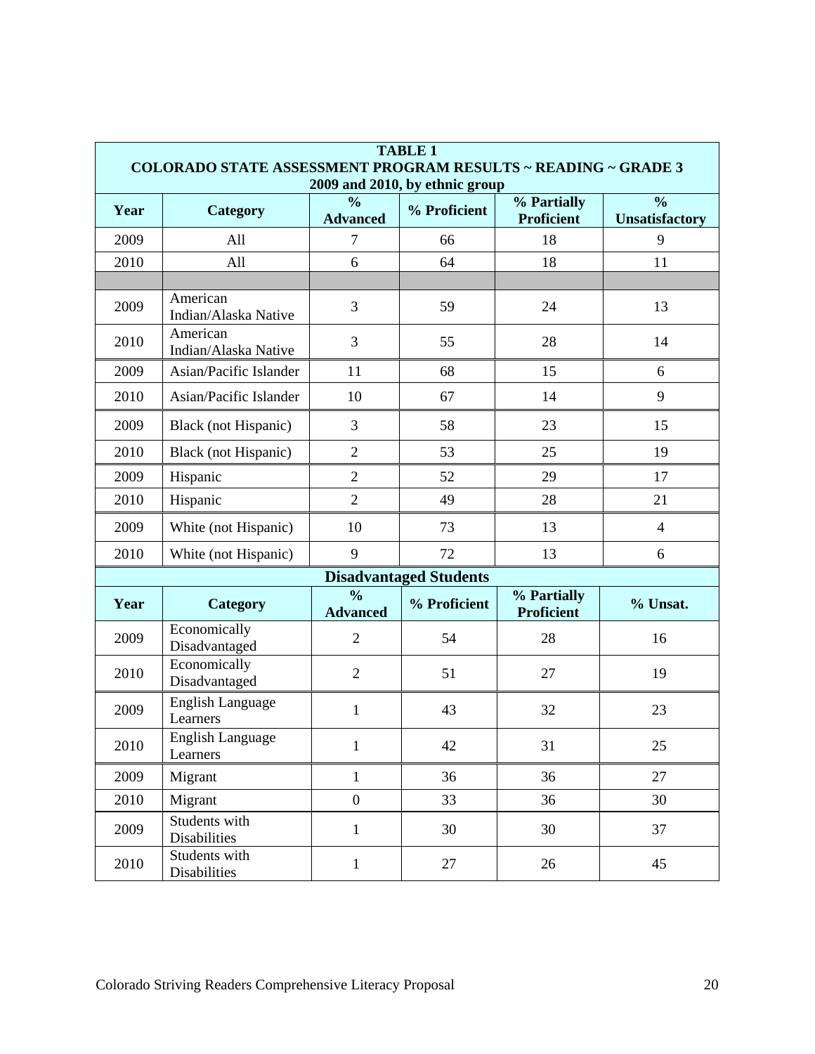**TABLE 1**
**COLORADO STATE ASSESSMENT PROGRAM RESULTS ~ READING ~ GRADE 3**
**2009 and 2010, by ethnic group**

| Year | Category | % Advanced | % Proficient | % Partially Proficient | % Unsatisfactory |
|---|---|---|---|---|---|
| 2009 | All | 7 | 66 | 18 | 9 |
| 2010 | All | 6 | 64 | 18 | 11 |
| | | | | | |
| 2009 | American Indian/Alaska Native | 3 | 59 | 24 | 13 |
| 2010 | American Indian/Alaska Native | 3 | 55 | 28 | 14 |
| 2009 | Asian/Pacific Islander | 11 | 68 | 15 | 6 |
| 2010 | Asian/Pacific Islander | 10 | 67 | 14 | 9 |
| 2009 | Black (not Hispanic) | 3 | 58 | 23 | 15 |
| 2010 | Black (not Hispanic) | 2 | 53 | 25 | 19 |
| 2009 | Hispanic | 2 | 52 | 29 | 17 |
| 2010 | Hispanic | 2 | 49 | 28 | 21 |
| 2009 | White (not Hispanic) | 10 | 73 | 13 | 4 |
| 2010 | White (not Hispanic) | 9 | 72 | 13 | 6 |
| **Disadvantaged Students** | | | | | |
| **Year** | **Category** | **% Advanced** | **% Proficient** | **% Partially Proficient** | **% Unsat.** |
| 2009 | Economically Disadvantaged | 2 | 54 | 28 | 16 |
| 2010 | Economically Disadvantaged | 2 | 51 | 27 | 19 |
| 2009 | English Language Learners | 1 | 43 | 32 | 23 |
| 2010 | English Language Learners | 1 | 42 | 31 | 25 |
| 2009 | Migrant | 1 | 36 | 36 | 27 |
| 2010 | Migrant | 0 | 33 | 36 | 30 |
| 2009 | Students with Disabilities | 1 | 30 | 30 | 37 |
| 2010 | Students with Disabilities | 1 | 27 | 26 | 45 |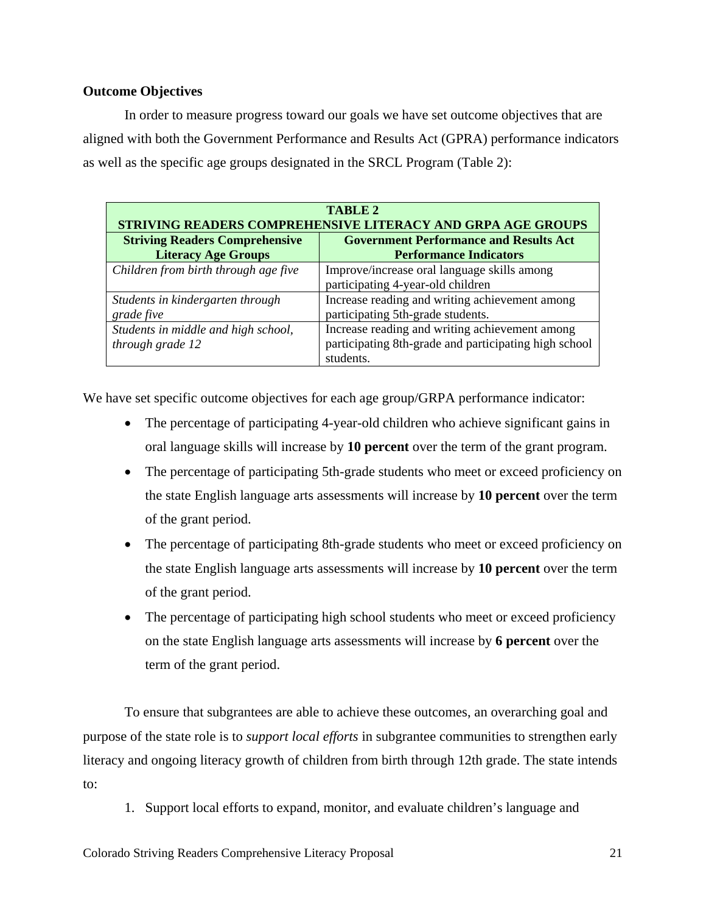**Outcome Objectives**

In order to measure progress toward our goals we have set outcome objectives that are aligned with both the Government Performance and Results Act (GPRA) performance indicators as well as the specific age groups designated in the SRCL Program (Table 2):

**TABLE 2**
**STRIVING READERS COMPREHENSIVE LITERACY AND GRPA AGE GROUPS**

| Striving Readers Comprehensive Literacy Age Groups | Government Performance and Results Act Performance Indicators |
|---|---|
| *Children from birth through age five* | Improve/increase oral language skills among participating 4-year-old children |
| *Students in kindergarten through grade five* | Increase reading and writing achievement among participating 5th-grade students. |
| *Students in middle and high school, through grade 12* | Increase reading and writing achievement among participating 8th-grade and participating high school students. |

We have set specific outcome objectives for each age group/GRPA performance indicator:

- The percentage of participating 4-year-old children who achieve significant gains in oral language skills will increase by **10 percent** over the term of the grant program.
- The percentage of participating 5th-grade students who meet or exceed proficiency on the state English language arts assessments will increase by **10 percent** over the term of the grant period.
- The percentage of participating 8th-grade students who meet or exceed proficiency on the state English language arts assessments will increase by **10 percent** over the term of the grant period.
- The percentage of participating high school students who meet or exceed proficiency on the state English language arts assessments will increase by **6 percent** over the term of the grant period.

To ensure that subgrantees are able to achieve these outcomes, an overarching goal and purpose of the state role is to *support local efforts* in subgrantee communities to strengthen early literacy and ongoing literacy growth of children from birth through 12th grade. The state intends to:

1. Support local efforts to expand, monitor, and evaluate children's language and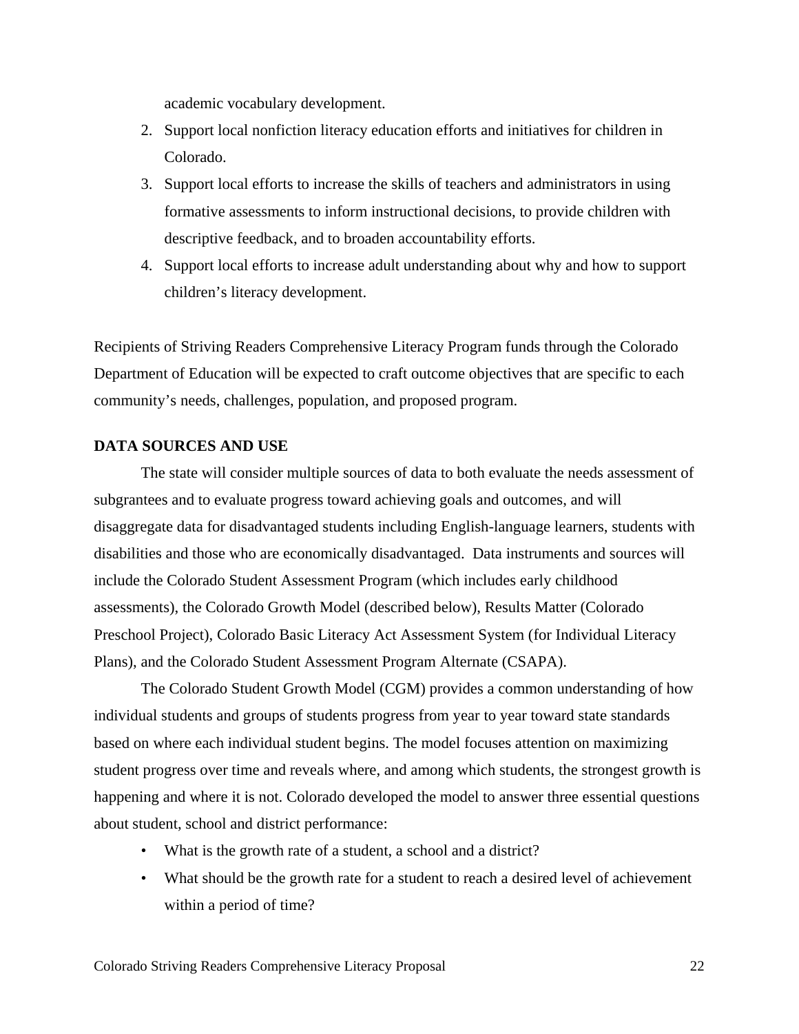academic vocabulary development.

2. Support local nonfiction literacy education efforts and initiatives for children in Colorado.
3. Support local efforts to increase the skills of teachers and administrators in using formative assessments to inform instructional decisions, to provide children with descriptive feedback, and to broaden accountability efforts.
4. Support local efforts to increase adult understanding about why and how to support children's literacy development.

Recipients of Striving Readers Comprehensive Literacy Program funds through the Colorado Department of Education will be expected to craft outcome objectives that are specific to each community's needs, challenges, population, and proposed program.

**DATA SOURCES AND USE**

The state will consider multiple sources of data to both evaluate the needs assessment of subgrantees and to evaluate progress toward achieving goals and outcomes, and will disaggregate data for disadvantaged students including English-language learners, students with disabilities and those who are economically disadvantaged. Data instruments and sources will include the Colorado Student Assessment Program (which includes early childhood assessments), the Colorado Growth Model (described below), Results Matter (Colorado Preschool Project), Colorado Basic Literacy Act Assessment System (for Individual Literacy Plans), and the Colorado Student Assessment Program Alternate (CSAPA).

The Colorado Student Growth Model (CGM) provides a common understanding of how individual students and groups of students progress from year to year toward state standards based on where each individual student begins. The model focuses attention on maximizing student progress over time and reveals where, and among which students, the strongest growth is happening and where it is not. Colorado developed the model to answer three essential questions about student, school and district performance:

- What is the growth rate of a student, a school and a district?
- What should be the growth rate for a student to reach a desired level of achievement within a period of time?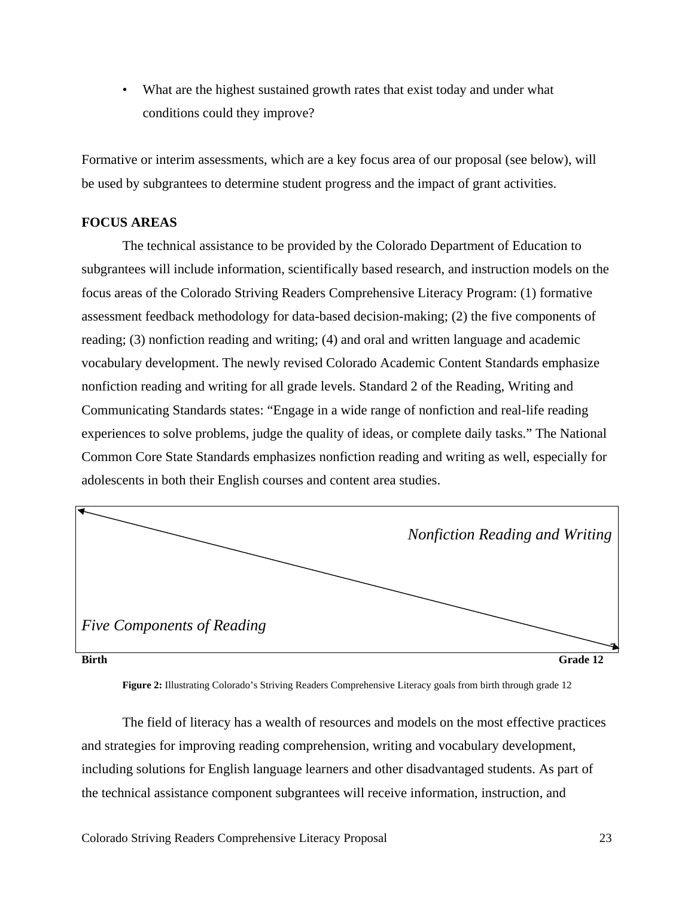- What are the highest sustained growth rates that exist today and under what conditions could they improve?

Formative or interim assessments, which are a key focus area of our proposal (see below), will be used by subgrantees to determine student progress and the impact of grant activities.

**FOCUS AREAS**

The technical assistance to be provided by the Colorado Department of Education to subgrantees will include information, scientifically based research, and instruction models on the focus areas of the Colorado Striving Readers Comprehensive Literacy Program: (1) formative assessment feedback methodology for data-based decision-making; (2) the five components of reading; (3) nonfiction reading and writing; (4) and oral and written language and academic vocabulary development. The newly revised Colorado Academic Content Standards emphasize nonfiction reading and writing for all grade levels. Standard 2 of the Reading, Writing and Communicating Standards states: "Engage in a wide range of nonfiction and real-life reading experiences to solve problems, judge the quality of ideas, or complete daily tasks." The National Common Core State Standards emphasizes nonfiction reading and writing as well, especially for adolescents in both their English courses and content area studies.

*Nonfiction Reading and Writing*

*Five Components of Reading*

**Birth** **Grade 12**

**Figure 2:** Illustrating Colorado's Striving Readers Comprehensive Literacy goals from birth through grade 12

The field of literacy has a wealth of resources and models on the most effective practices and strategies for improving reading comprehension, writing and vocabulary development, including solutions for English language learners and other disadvantaged students. As part of the technical assistance component subgrantees will receive information, instruction, and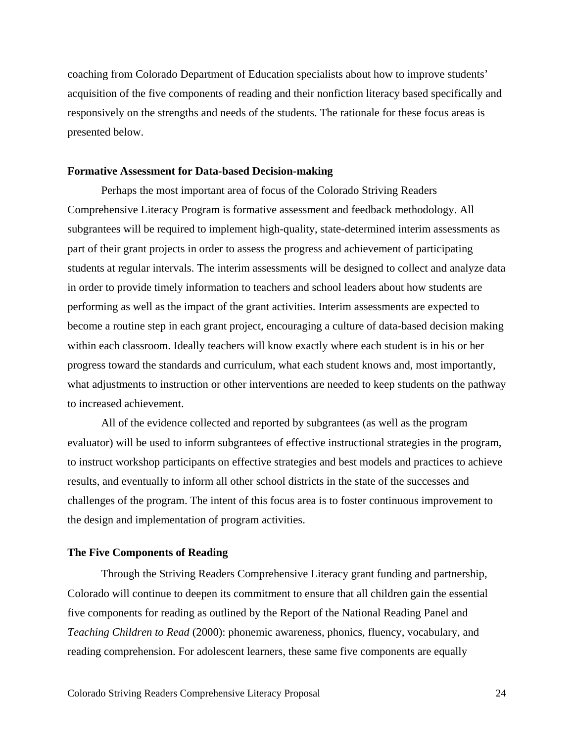coaching from Colorado Department of Education specialists about how to improve students' acquisition of the five components of reading and their nonfiction literacy based specifically and responsively on the strengths and needs of the students. The rationale for these focus areas is presented below.

### Formative Assessment for Data-based Decision-making

Perhaps the most important area of focus of the Colorado Striving Readers Comprehensive Literacy Program is formative assessment and feedback methodology. All subgrantees will be required to implement high-quality, state-determined interim assessments as part of their grant projects in order to assess the progress and achievement of participating students at regular intervals. The interim assessments will be designed to collect and analyze data in order to provide timely information to teachers and school leaders about how students are performing as well as the impact of the grant activities. Interim assessments are expected to become a routine step in each grant project, encouraging a culture of data-based decision making within each classroom. Ideally teachers will know exactly where each student is in his or her progress toward the standards and curriculum, what each student knows and, most importantly, what adjustments to instruction or other interventions are needed to keep students on the pathway to increased achievement.

All of the evidence collected and reported by subgrantees (as well as the program evaluator) will be used to inform subgrantees of effective instructional strategies in the program, to instruct workshop participants on effective strategies and best models and practices to achieve results, and eventually to inform all other school districts in the state of the successes and challenges of the program. The intent of this focus area is to foster continuous improvement to the design and implementation of program activities.

### The Five Components of Reading

Through the Striving Readers Comprehensive Literacy grant funding and partnership, Colorado will continue to deepen its commitment to ensure that all children gain the essential five components for reading as outlined by the Report of the National Reading Panel and *Teaching Children to Read* (2000): phonemic awareness, phonics, fluency, vocabulary, and reading comprehension. For adolescent learners, these same five components are equally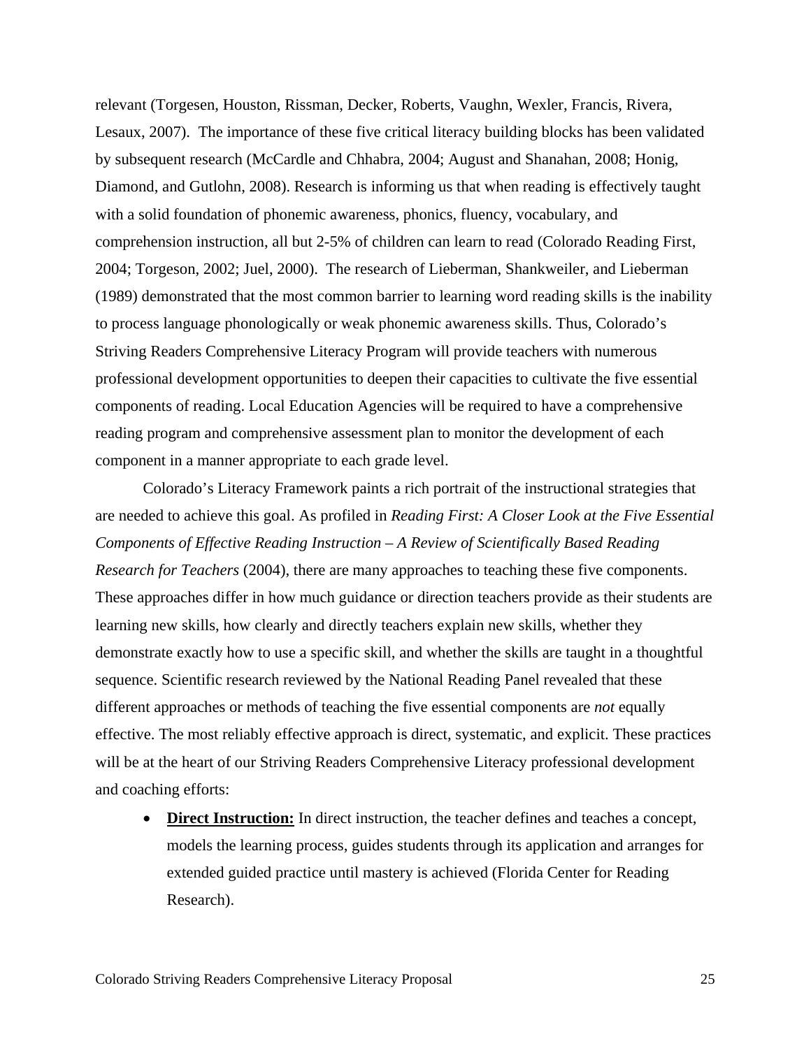relevant (Torgesen, Houston, Rissman, Decker, Roberts, Vaughn, Wexler, Francis, Rivera, Lesaux, 2007). The importance of these five critical literacy building blocks has been validated by subsequent research (McCardle and Chhabra, 2004; August and Shanahan, 2008; Honig, Diamond, and Gutlohn, 2008). Research is informing us that when reading is effectively taught with a solid foundation of phonemic awareness, phonics, fluency, vocabulary, and comprehension instruction, all but 2-5% of children can learn to read (Colorado Reading First, 2004; Torgeson, 2002; Juel, 2000). The research of Lieberman, Shankweiler, and Lieberman (1989) demonstrated that the most common barrier to learning word reading skills is the inability to process language phonologically or weak phonemic awareness skills. Thus, Colorado's Striving Readers Comprehensive Literacy Program will provide teachers with numerous professional development opportunities to deepen their capacities to cultivate the five essential components of reading. Local Education Agencies will be required to have a comprehensive reading program and comprehensive assessment plan to monitor the development of each component in a manner appropriate to each grade level.

Colorado's Literacy Framework paints a rich portrait of the instructional strategies that are needed to achieve this goal. As profiled in *Reading First: A Closer Look at the Five Essential Components of Effective Reading Instruction – A Review of Scientifically Based Reading Research for Teachers* (2004), there are many approaches to teaching these five components. These approaches differ in how much guidance or direction teachers provide as their students are learning new skills, how clearly and directly teachers explain new skills, whether they demonstrate exactly how to use a specific skill, and whether the skills are taught in a thoughtful sequence. Scientific research reviewed by the National Reading Panel revealed that these different approaches or methods of teaching the five essential components are *not* equally effective. The most reliably effective approach is direct, systematic, and explicit. These practices will be at the heart of our Striving Readers Comprehensive Literacy professional development and coaching efforts:

- **Direct Instruction:** In direct instruction, the teacher defines and teaches a concept, models the learning process, guides students through its application and arranges for extended guided practice until mastery is achieved (Florida Center for Reading Research).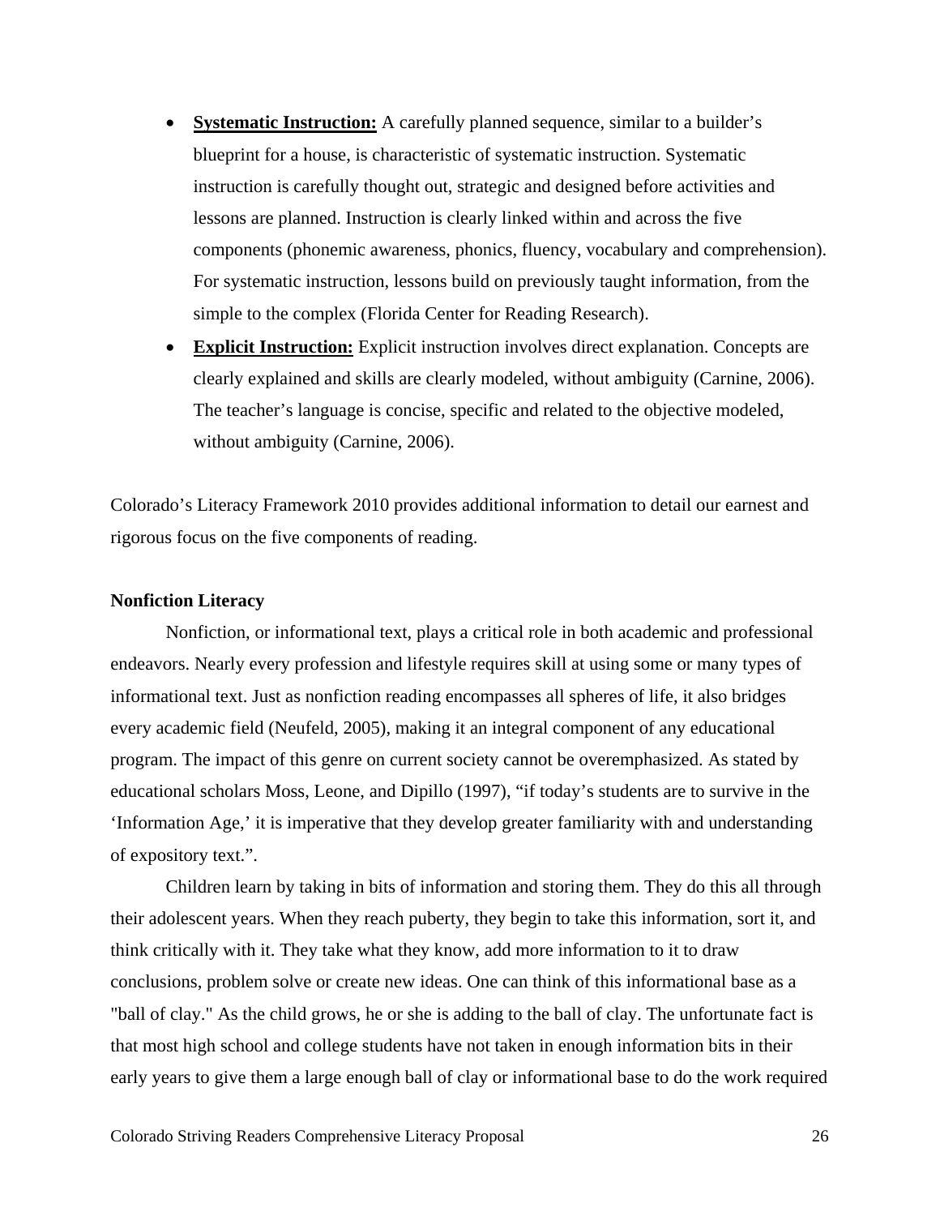- **<u>Systematic Instruction:</u>** A carefully planned sequence, similar to a builder's blueprint for a house, is characteristic of systematic instruction. Systematic instruction is carefully thought out, strategic and designed before activities and lessons are planned. Instruction is clearly linked within and across the five components (phonemic awareness, phonics, fluency, vocabulary and comprehension). For systematic instruction, lessons build on previously taught information, from the simple to the complex (Florida Center for Reading Research).
- **<u>Explicit Instruction:</u>** Explicit instruction involves direct explanation. Concepts are clearly explained and skills are clearly modeled, without ambiguity (Carnine, 2006). The teacher's language is concise, specific and related to the objective modeled, without ambiguity (Carnine, 2006).

Colorado's Literacy Framework 2010 provides additional information to detail our earnest and rigorous focus on the five components of reading.

**Nonfiction Literacy**

Nonfiction, or informational text, plays a critical role in both academic and professional endeavors. Nearly every profession and lifestyle requires skill at using some or many types of informational text. Just as nonfiction reading encompasses all spheres of life, it also bridges every academic field (Neufeld, 2005), making it an integral component of any educational program. The impact of this genre on current society cannot be overemphasized. As stated by educational scholars Moss, Leone, and Dipillo (1997), "if today's students are to survive in the 'Information Age,' it is imperative that they develop greater familiarity with and understanding of expository text.".

Children learn by taking in bits of information and storing them. They do this all through their adolescent years. When they reach puberty, they begin to take this information, sort it, and think critically with it. They take what they know, add more information to it to draw conclusions, problem solve or create new ideas. One can think of this informational base as a "ball of clay." As the child grows, he or she is adding to the ball of clay. The unfortunate fact is that most high school and college students have not taken in enough information bits in their early years to give them a large enough ball of clay or informational base to do the work required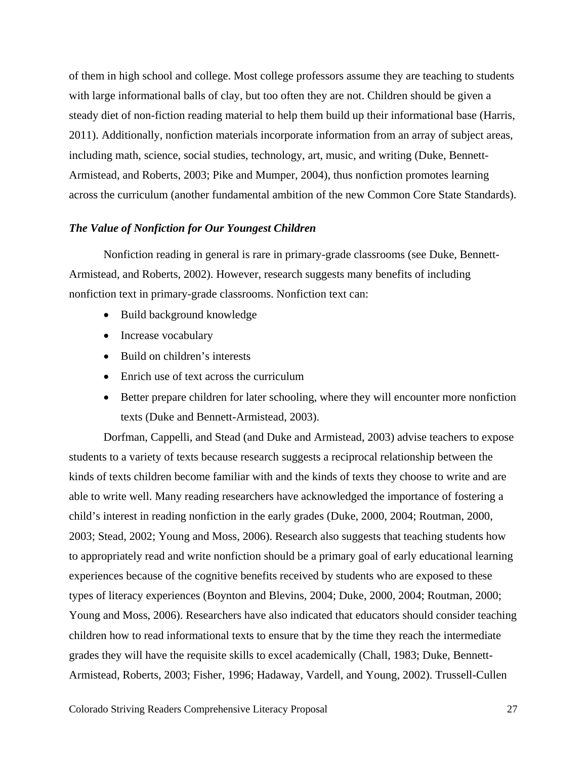of them in high school and college. Most college professors assume they are teaching to students with large informational balls of clay, but too often they are not. Children should be given a steady diet of non-fiction reading material to help them build up their informational base (Harris, 2011). Additionally, nonfiction materials incorporate information from an array of subject areas, including math, science, social studies, technology, art, music, and writing (Duke, Bennett-Armistead, and Roberts, 2003; Pike and Mumper, 2004), thus nonfiction promotes learning across the curriculum (another fundamental ambition of the new Common Core State Standards).

### *The Value of Nonfiction for Our Youngest Children*

Nonfiction reading in general is rare in primary-grade classrooms (see Duke, Bennett-Armistead, and Roberts, 2002). However, research suggests many benefits of including nonfiction text in primary-grade classrooms. Nonfiction text can:

- Build background knowledge
- Increase vocabulary
- Build on children's interests
- Enrich use of text across the curriculum
- Better prepare children for later schooling, where they will encounter more nonfiction texts (Duke and Bennett-Armistead, 2003).

Dorfman, Cappelli, and Stead (and Duke and Armistead, 2003) advise teachers to expose students to a variety of texts because research suggests a reciprocal relationship between the kinds of texts children become familiar with and the kinds of texts they choose to write and are able to write well. Many reading researchers have acknowledged the importance of fostering a child's interest in reading nonfiction in the early grades (Duke, 2000, 2004; Routman, 2000, 2003; Stead, 2002; Young and Moss, 2006). Research also suggests that teaching students how to appropriately read and write nonfiction should be a primary goal of early educational learning experiences because of the cognitive benefits received by students who are exposed to these types of literacy experiences (Boynton and Blevins, 2004; Duke, 2000, 2004; Routman, 2000; Young and Moss, 2006). Researchers have also indicated that educators should consider teaching children how to read informational texts to ensure that by the time they reach the intermediate grades they will have the requisite skills to excel academically (Chall, 1983; Duke, Bennett-Armistead, Roberts, 2003; Fisher, 1996; Hadaway, Vardell, and Young, 2002). Trussell-Cullen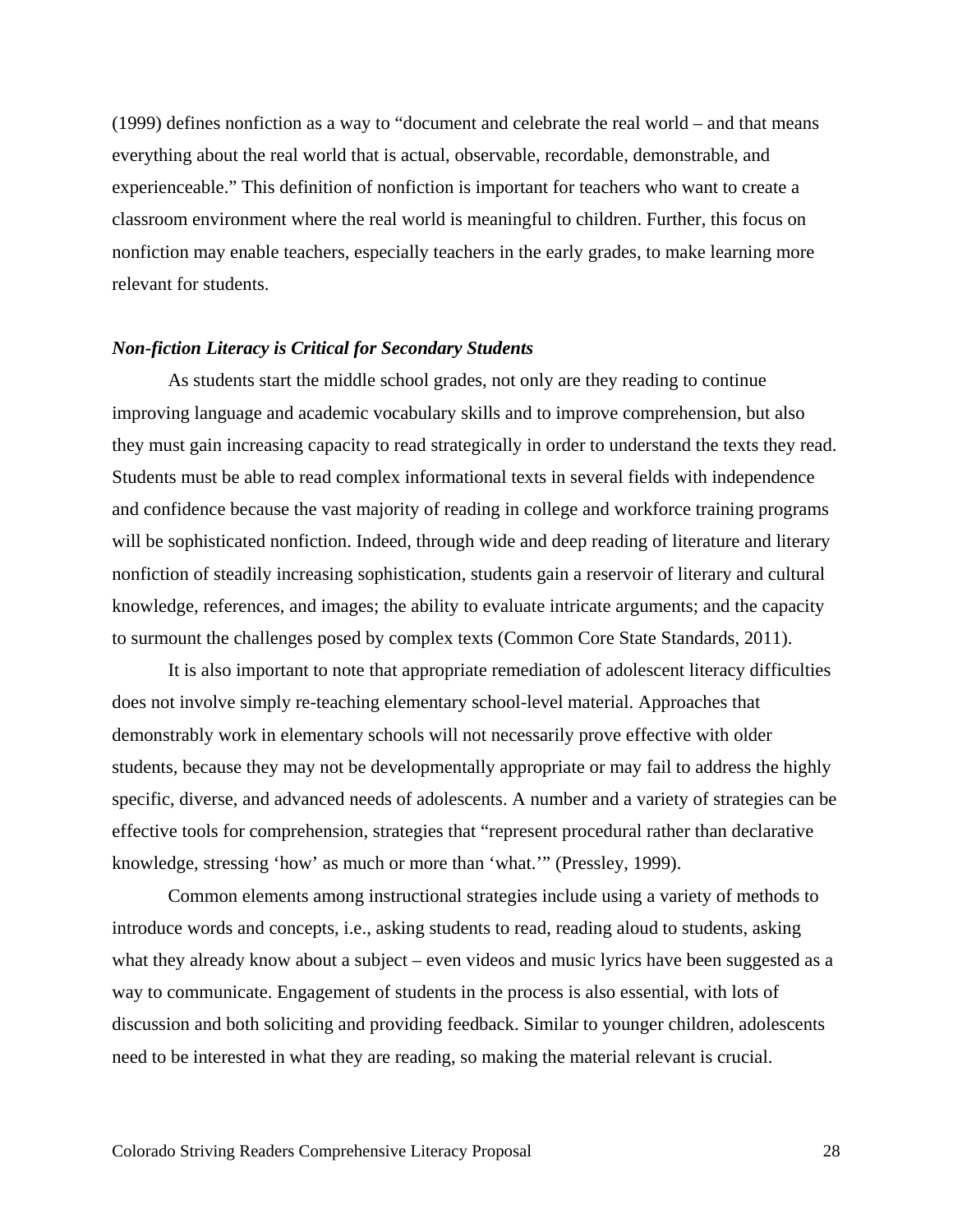(1999) defines nonfiction as a way to "document and celebrate the real world – and that means everything about the real world that is actual, observable, recordable, demonstrable, and experienceable." This definition of nonfiction is important for teachers who want to create a classroom environment where the real world is meaningful to children. Further, this focus on nonfiction may enable teachers, especially teachers in the early grades, to make learning more relevant for students.

### *Non-fiction Literacy is Critical for Secondary Students*

As students start the middle school grades, not only are they reading to continue improving language and academic vocabulary skills and to improve comprehension, but also they must gain increasing capacity to read strategically in order to understand the texts they read. Students must be able to read complex informational texts in several fields with independence and confidence because the vast majority of reading in college and workforce training programs will be sophisticated nonfiction. Indeed, through wide and deep reading of literature and literary nonfiction of steadily increasing sophistication, students gain a reservoir of literary and cultural knowledge, references, and images; the ability to evaluate intricate arguments; and the capacity to surmount the challenges posed by complex texts (Common Core State Standards, 2011).

It is also important to note that appropriate remediation of adolescent literacy difficulties does not involve simply re-teaching elementary school-level material. Approaches that demonstrably work in elementary schools will not necessarily prove effective with older students, because they may not be developmentally appropriate or may fail to address the highly specific, diverse, and advanced needs of adolescents. A number and a variety of strategies can be effective tools for comprehension, strategies that "represent procedural rather than declarative knowledge, stressing 'how' as much or more than 'what.'" (Pressley, 1999).

Common elements among instructional strategies include using a variety of methods to introduce words and concepts, i.e., asking students to read, reading aloud to students, asking what they already know about a subject – even videos and music lyrics have been suggested as a way to communicate. Engagement of students in the process is also essential, with lots of discussion and both soliciting and providing feedback. Similar to younger children, adolescents need to be interested in what they are reading, so making the material relevant is crucial.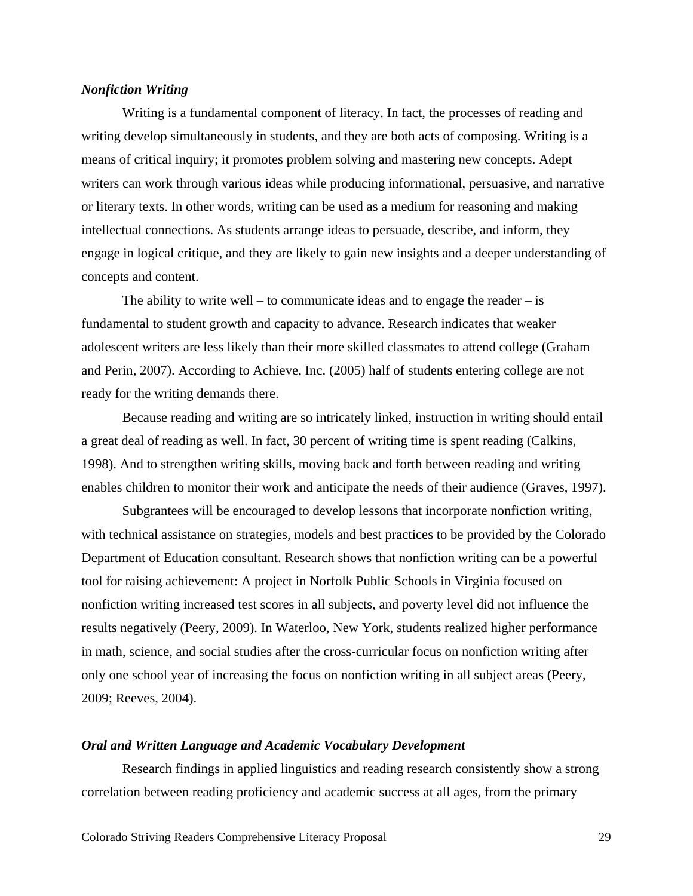***Nonfiction Writing***

Writing is a fundamental component of literacy. In fact, the processes of reading and writing develop simultaneously in students, and they are both acts of composing. Writing is a means of critical inquiry; it promotes problem solving and mastering new concepts. Adept writers can work through various ideas while producing informational, persuasive, and narrative or literary texts. In other words, writing can be used as a medium for reasoning and making intellectual connections. As students arrange ideas to persuade, describe, and inform, they engage in logical critique, and they are likely to gain new insights and a deeper understanding of concepts and content.

The ability to write well – to communicate ideas and to engage the reader – is fundamental to student growth and capacity to advance. Research indicates that weaker adolescent writers are less likely than their more skilled classmates to attend college (Graham and Perin, 2007). According to Achieve, Inc. (2005) half of students entering college are not ready for the writing demands there.

Because reading and writing are so intricately linked, instruction in writing should entail a great deal of reading as well. In fact, 30 percent of writing time is spent reading (Calkins, 1998). And to strengthen writing skills, moving back and forth between reading and writing enables children to monitor their work and anticipate the needs of their audience (Graves, 1997).

Subgrantees will be encouraged to develop lessons that incorporate nonfiction writing, with technical assistance on strategies, models and best practices to be provided by the Colorado Department of Education consultant. Research shows that nonfiction writing can be a powerful tool for raising achievement: A project in Norfolk Public Schools in Virginia focused on nonfiction writing increased test scores in all subjects, and poverty level did not influence the results negatively (Peery, 2009). In Waterloo, New York, students realized higher performance in math, science, and social studies after the cross-curricular focus on nonfiction writing after only one school year of increasing the focus on nonfiction writing in all subject areas (Peery, 2009; Reeves, 2004).

***Oral and Written Language and Academic Vocabulary Development***

Research findings in applied linguistics and reading research consistently show a strong correlation between reading proficiency and academic success at all ages, from the primary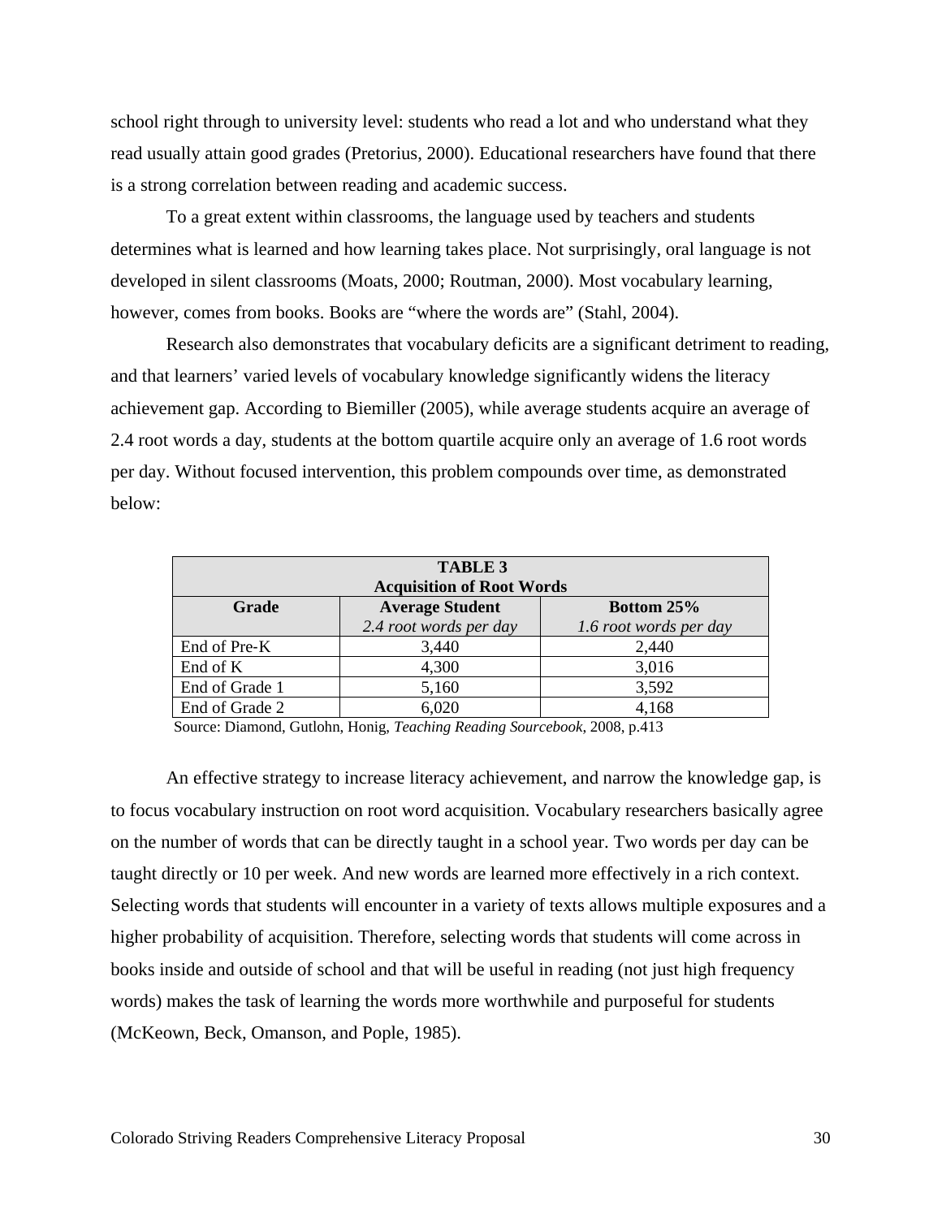school right through to university level: students who read a lot and who understand what they read usually attain good grades (Pretorius, 2000). Educational researchers have found that there is a strong correlation between reading and academic success.

To a great extent within classrooms, the language used by teachers and students determines what is learned and how learning takes place. Not surprisingly, oral language is not developed in silent classrooms (Moats, 2000; Routman, 2000). Most vocabulary learning, however, comes from books. Books are "where the words are" (Stahl, 2004).

Research also demonstrates that vocabulary deficits are a significant detriment to reading, and that learners' varied levels of vocabulary knowledge significantly widens the literacy achievement gap. According to Biemiller (2005), while average students acquire an average of 2.4 root words a day, students at the bottom quartile acquire only an average of 1.6 root words per day. Without focused intervention, this problem compounds over time, as demonstrated below:

**TABLE 3**
**Acquisition of Root Words**

| **Grade** | **Average Student** *2.4 root words per day* | **Bottom 25%** *1.6 root words per day* |
|---|---|---|
| End of Pre-K | 3,440 | 2,440 |
| End of K | 4,300 | 3,016 |
| End of Grade 1 | 5,160 | 3,592 |
| End of Grade 2 | 6,020 | 4,168 |

Source: Diamond, Gutlohn, Honig, *Teaching Reading Sourcebook*, 2008, p.413

An effective strategy to increase literacy achievement, and narrow the knowledge gap, is to focus vocabulary instruction on root word acquisition. Vocabulary researchers basically agree on the number of words that can be directly taught in a school year. Two words per day can be taught directly or 10 per week. And new words are learned more effectively in a rich context. Selecting words that students will encounter in a variety of texts allows multiple exposures and a higher probability of acquisition. Therefore, selecting words that students will come across in books inside and outside of school and that will be useful in reading (not just high frequency words) makes the task of learning the words more worthwhile and purposeful for students (McKeown, Beck, Omanson, and Pople, 1985).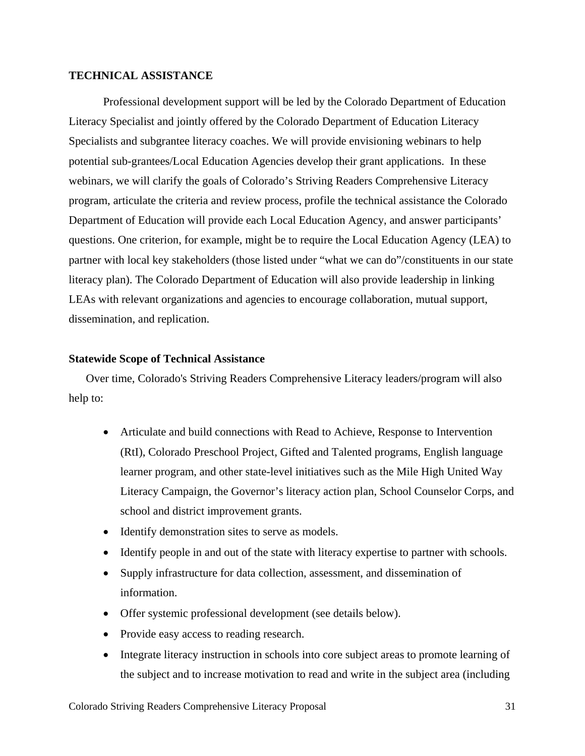## TECHNICAL ASSISTANCE

Professional development support will be led by the Colorado Department of Education Literacy Specialist and jointly offered by the Colorado Department of Education Literacy Specialists and subgrantee literacy coaches. We will provide envisioning webinars to help potential sub-grantees/Local Education Agencies develop their grant applications. In these webinars, we will clarify the goals of Colorado's Striving Readers Comprehensive Literacy program, articulate the criteria and review process, profile the technical assistance the Colorado Department of Education will provide each Local Education Agency, and answer participants' questions. One criterion, for example, might be to require the Local Education Agency (LEA) to partner with local key stakeholders (those listed under "what we can do"/constituents in our state literacy plan). The Colorado Department of Education will also provide leadership in linking LEAs with relevant organizations and agencies to encourage collaboration, mutual support, dissemination, and replication.

### Statewide Scope of Technical Assistance

Over time, Colorado's Striving Readers Comprehensive Literacy leaders/program will also help to:

- Articulate and build connections with Read to Achieve, Response to Intervention (RtI), Colorado Preschool Project, Gifted and Talented programs, English language learner program, and other state-level initiatives such as the Mile High United Way Literacy Campaign, the Governor's literacy action plan, School Counselor Corps, and school and district improvement grants.
- Identify demonstration sites to serve as models.
- Identify people in and out of the state with literacy expertise to partner with schools.
- Supply infrastructure for data collection, assessment, and dissemination of information.
- Offer systemic professional development (see details below).
- Provide easy access to reading research.
- Integrate literacy instruction in schools into core subject areas to promote learning of the subject and to increase motivation to read and write in the subject area (including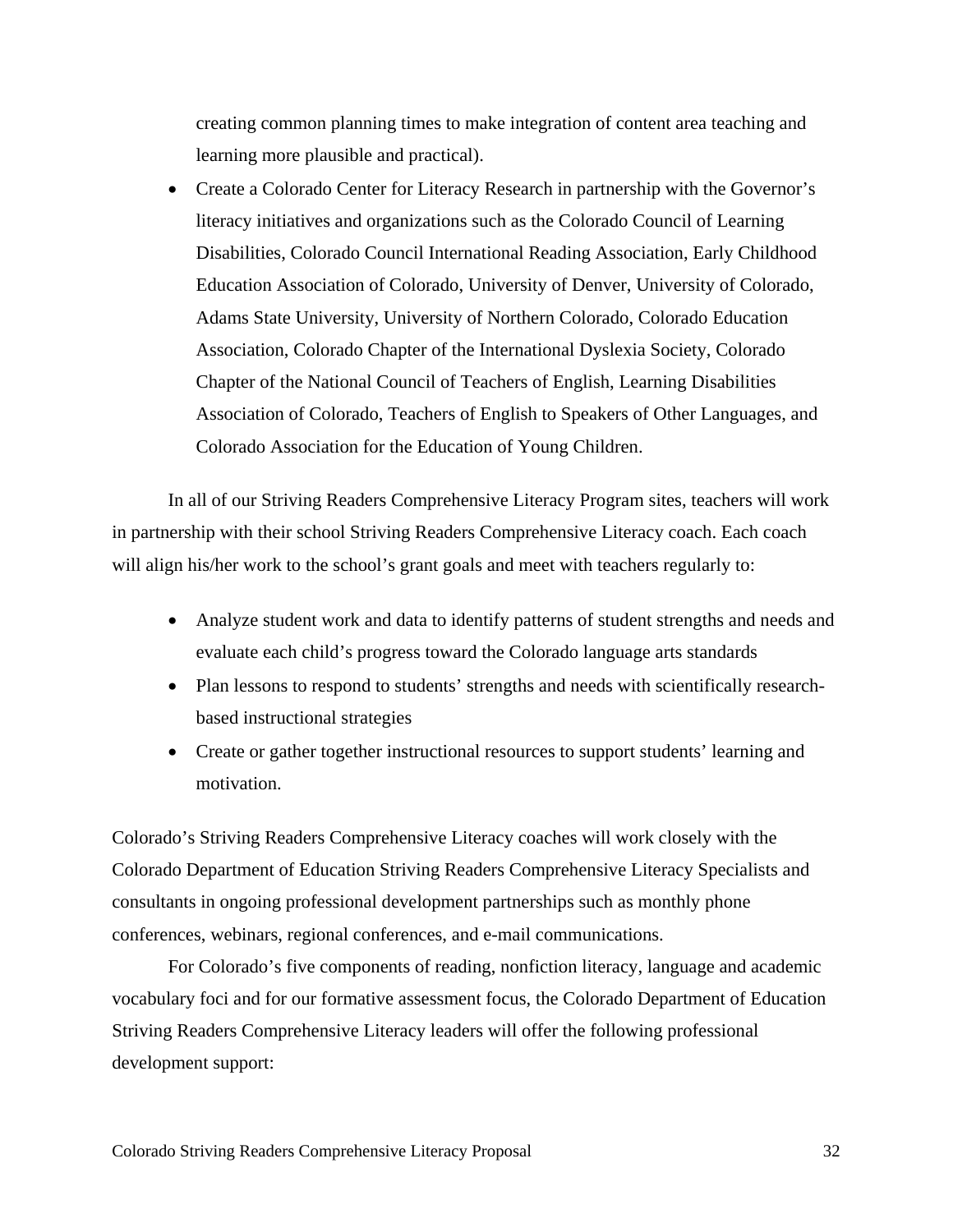creating common planning times to make integration of content area teaching and learning more plausible and practical).

- Create a Colorado Center for Literacy Research in partnership with the Governor's literacy initiatives and organizations such as the Colorado Council of Learning Disabilities, Colorado Council International Reading Association, Early Childhood Education Association of Colorado, University of Denver, University of Colorado, Adams State University, University of Northern Colorado, Colorado Education Association, Colorado Chapter of the International Dyslexia Society, Colorado Chapter of the National Council of Teachers of English, Learning Disabilities Association of Colorado, Teachers of English to Speakers of Other Languages, and Colorado Association for the Education of Young Children.

In all of our Striving Readers Comprehensive Literacy Program sites, teachers will work in partnership with their school Striving Readers Comprehensive Literacy coach. Each coach will align his/her work to the school's grant goals and meet with teachers regularly to:

- Analyze student work and data to identify patterns of student strengths and needs and evaluate each child's progress toward the Colorado language arts standards
- Plan lessons to respond to students' strengths and needs with scientifically research-based instructional strategies
- Create or gather together instructional resources to support students' learning and motivation.

Colorado's Striving Readers Comprehensive Literacy coaches will work closely with the Colorado Department of Education Striving Readers Comprehensive Literacy Specialists and consultants in ongoing professional development partnerships such as monthly phone conferences, webinars, regional conferences, and e-mail communications.

For Colorado's five components of reading, nonfiction literacy, language and academic vocabulary foci and for our formative assessment focus, the Colorado Department of Education Striving Readers Comprehensive Literacy leaders will offer the following professional development support: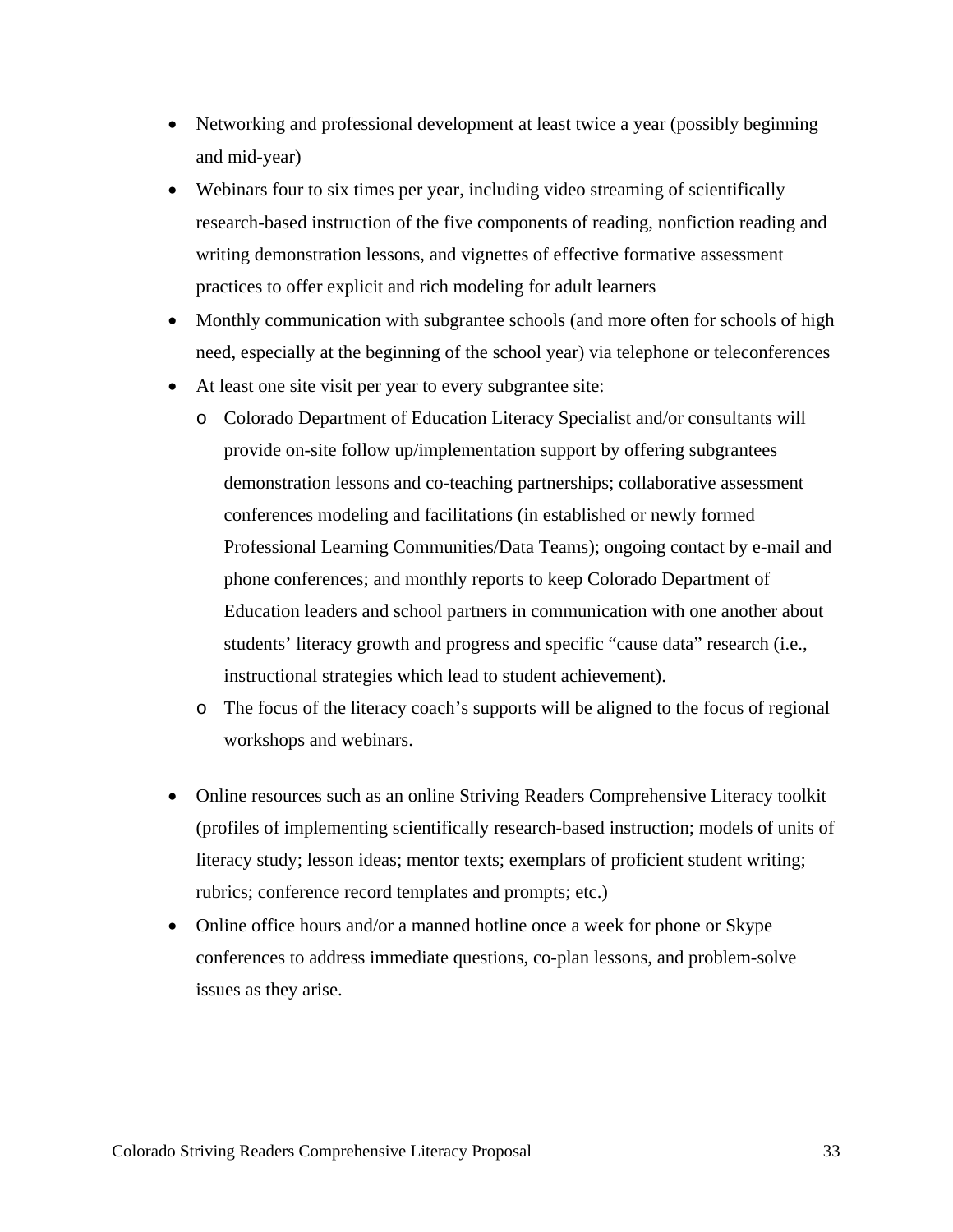- Networking and professional development at least twice a year (possibly beginning and mid-year)
- Webinars four to six times per year, including video streaming of scientifically research-based instruction of the five components of reading, nonfiction reading and writing demonstration lessons, and vignettes of effective formative assessment practices to offer explicit and rich modeling for adult learners
- Monthly communication with subgrantee schools (and more often for schools of high need, especially at the beginning of the school year) via telephone or teleconferences
- At least one site visit per year to every subgrantee site:
  - Colorado Department of Education Literacy Specialist and/or consultants will provide on-site follow up/implementation support by offering subgrantees demonstration lessons and co-teaching partnerships; collaborative assessment conferences modeling and facilitations (in established or newly formed Professional Learning Communities/Data Teams); ongoing contact by e-mail and phone conferences; and monthly reports to keep Colorado Department of Education leaders and school partners in communication with one another about students' literacy growth and progress and specific "cause data" research (i.e., instructional strategies which lead to student achievement).
  - The focus of the literacy coach's supports will be aligned to the focus of regional workshops and webinars.

- Online resources such as an online Striving Readers Comprehensive Literacy toolkit (profiles of implementing scientifically research-based instruction; models of units of literacy study; lesson ideas; mentor texts; exemplars of proficient student writing; rubrics; conference record templates and prompts; etc.)
- Online office hours and/or a manned hotline once a week for phone or Skype conferences to address immediate questions, co-plan lessons, and problem-solve issues as they arise.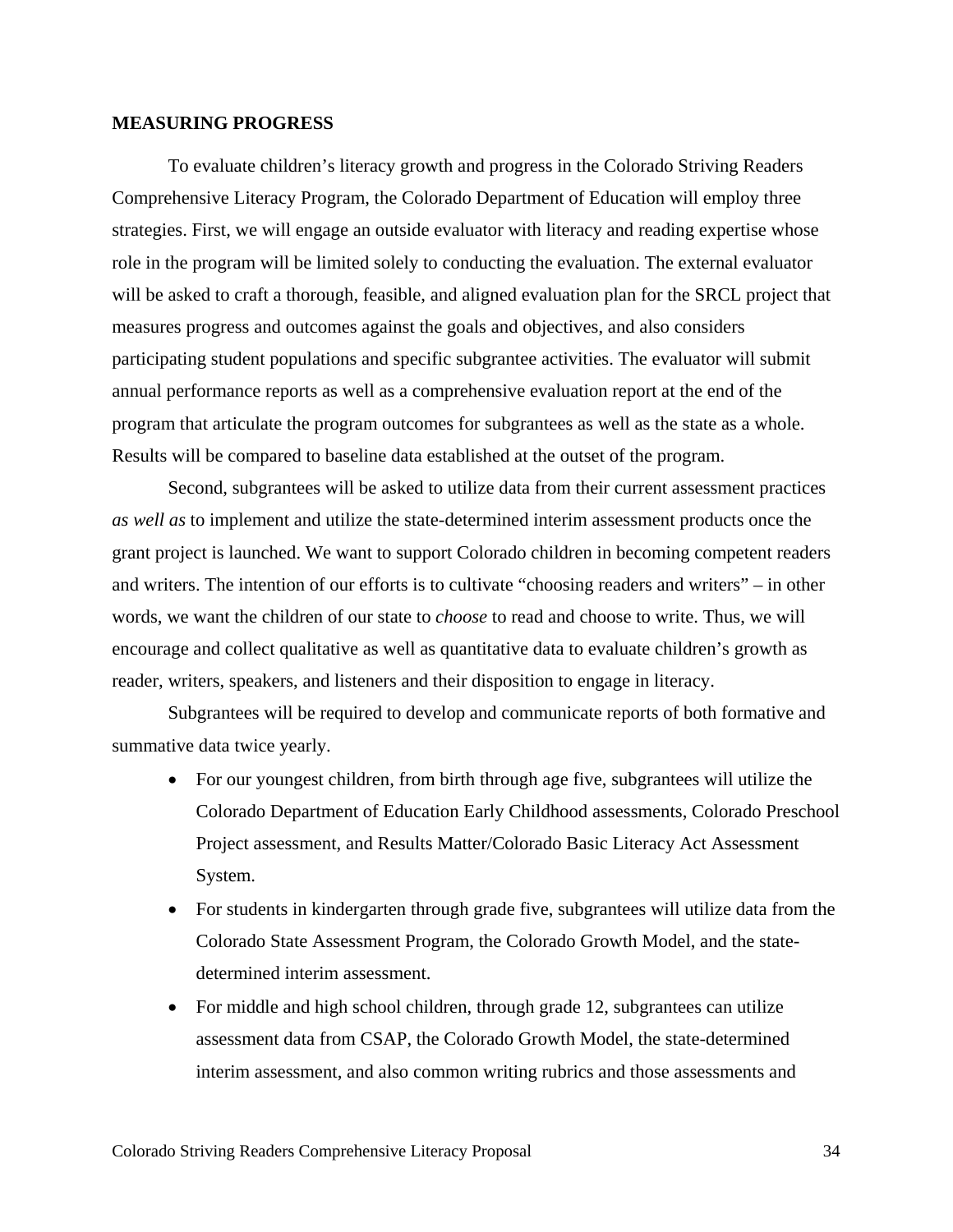## MEASURING PROGRESS

To evaluate children's literacy growth and progress in the Colorado Striving Readers Comprehensive Literacy Program, the Colorado Department of Education will employ three strategies. First, we will engage an outside evaluator with literacy and reading expertise whose role in the program will be limited solely to conducting the evaluation. The external evaluator will be asked to craft a thorough, feasible, and aligned evaluation plan for the SRCL project that measures progress and outcomes against the goals and objectives, and also considers participating student populations and specific subgrantee activities. The evaluator will submit annual performance reports as well as a comprehensive evaluation report at the end of the program that articulate the program outcomes for subgrantees as well as the state as a whole. Results will be compared to baseline data established at the outset of the program.

Second, subgrantees will be asked to utilize data from their current assessment practices *as well as* to implement and utilize the state-determined interim assessment products once the grant project is launched. We want to support Colorado children in becoming competent readers and writers. The intention of our efforts is to cultivate "choosing readers and writers" – in other words, we want the children of our state to *choose* to read and choose to write. Thus, we will encourage and collect qualitative as well as quantitative data to evaluate children's growth as reader, writers, speakers, and listeners and their disposition to engage in literacy.

Subgrantees will be required to develop and communicate reports of both formative and summative data twice yearly.

- For our youngest children, from birth through age five, subgrantees will utilize the Colorado Department of Education Early Childhood assessments, Colorado Preschool Project assessment, and Results Matter/Colorado Basic Literacy Act Assessment System.
- For students in kindergarten through grade five, subgrantees will utilize data from the Colorado State Assessment Program, the Colorado Growth Model, and the state-determined interim assessment.
- For middle and high school children, through grade 12, subgrantees can utilize assessment data from CSAP, the Colorado Growth Model, the state-determined interim assessment, and also common writing rubrics and those assessments and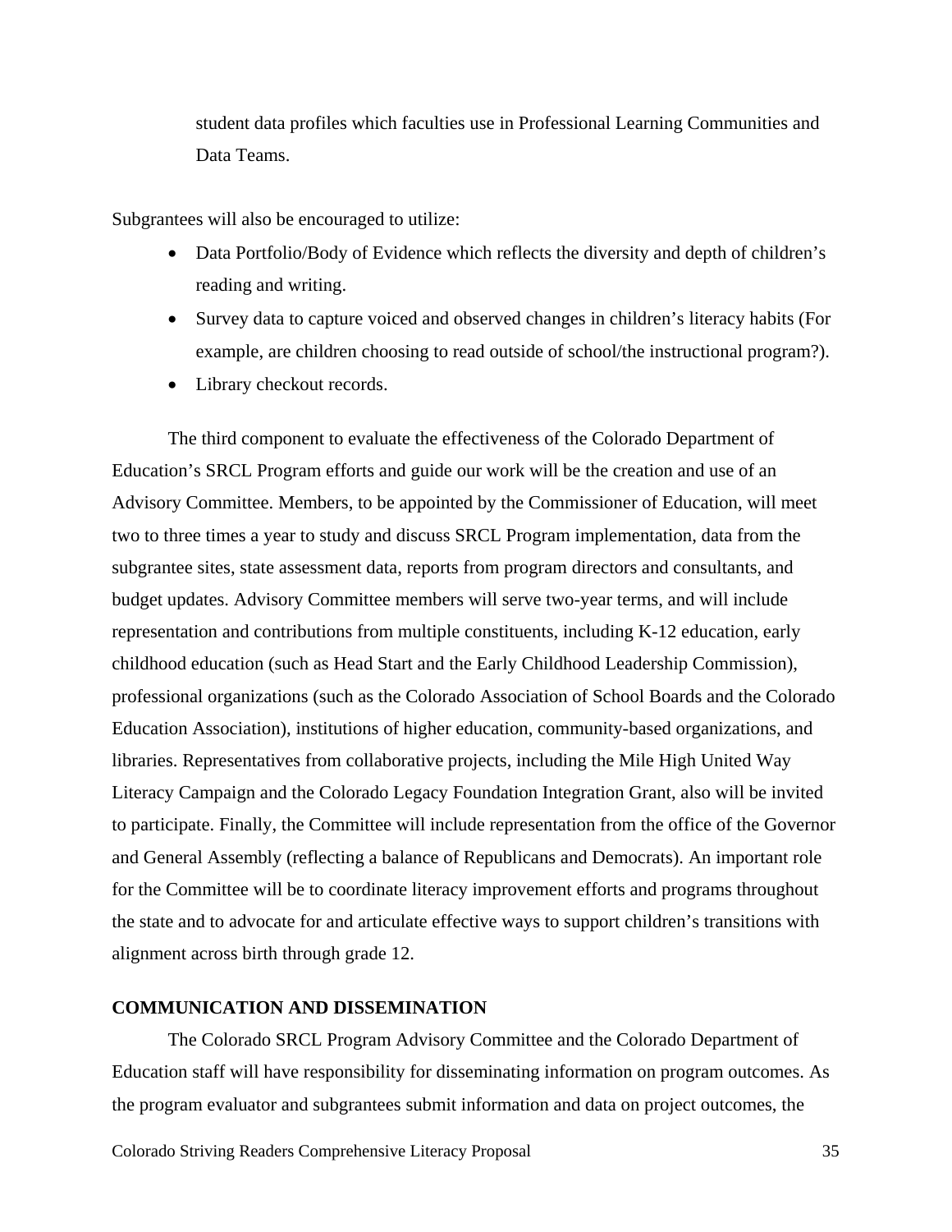student data profiles which faculties use in Professional Learning Communities and Data Teams.

Subgrantees will also be encouraged to utilize:

- Data Portfolio/Body of Evidence which reflects the diversity and depth of children's reading and writing.
- Survey data to capture voiced and observed changes in children's literacy habits (For example, are children choosing to read outside of school/the instructional program?).
- Library checkout records.

The third component to evaluate the effectiveness of the Colorado Department of Education's SRCL Program efforts and guide our work will be the creation and use of an Advisory Committee. Members, to be appointed by the Commissioner of Education, will meet two to three times a year to study and discuss SRCL Program implementation, data from the subgrantee sites, state assessment data, reports from program directors and consultants, and budget updates. Advisory Committee members will serve two-year terms, and will include representation and contributions from multiple constituents, including K-12 education, early childhood education (such as Head Start and the Early Childhood Leadership Commission), professional organizations (such as the Colorado Association of School Boards and the Colorado Education Association), institutions of higher education, community-based organizations, and libraries. Representatives from collaborative projects, including the Mile High United Way Literacy Campaign and the Colorado Legacy Foundation Integration Grant, also will be invited to participate. Finally, the Committee will include representation from the office of the Governor and General Assembly (reflecting a balance of Republicans and Democrats). An important role for the Committee will be to coordinate literacy improvement efforts and programs throughout the state and to advocate for and articulate effective ways to support children's transitions with alignment across birth through grade 12.

**COMMUNICATION AND DISSEMINATION**

The Colorado SRCL Program Advisory Committee and the Colorado Department of Education staff will have responsibility for disseminating information on program outcomes. As the program evaluator and subgrantees submit information and data on project outcomes, the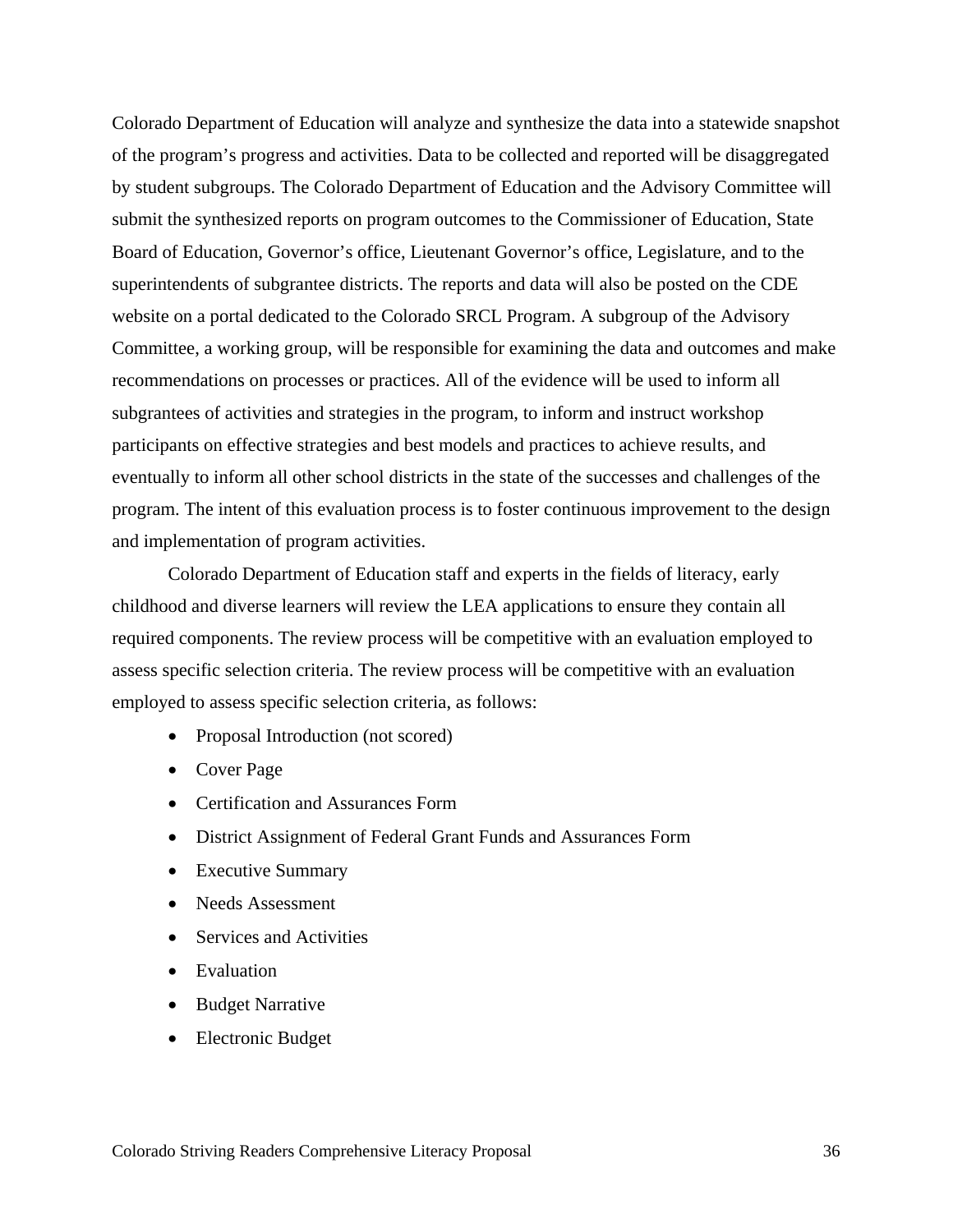Colorado Department of Education will analyze and synthesize the data into a statewide snapshot of the program's progress and activities. Data to be collected and reported will be disaggregated by student subgroups. The Colorado Department of Education and the Advisory Committee will submit the synthesized reports on program outcomes to the Commissioner of Education, State Board of Education, Governor's office, Lieutenant Governor's office, Legislature, and to the superintendents of subgrantee districts. The reports and data will also be posted on the CDE website on a portal dedicated to the Colorado SRCL Program. A subgroup of the Advisory Committee, a working group, will be responsible for examining the data and outcomes and make recommendations on processes or practices. All of the evidence will be used to inform all subgrantees of activities and strategies in the program, to inform and instruct workshop participants on effective strategies and best models and practices to achieve results, and eventually to inform all other school districts in the state of the successes and challenges of the program. The intent of this evaluation process is to foster continuous improvement to the design and implementation of program activities.

Colorado Department of Education staff and experts in the fields of literacy, early childhood and diverse learners will review the LEA applications to ensure they contain all required components. The review process will be competitive with an evaluation employed to assess specific selection criteria. The review process will be competitive with an evaluation employed to assess specific selection criteria, as follows:

- Proposal Introduction (not scored)
- Cover Page
- Certification and Assurances Form
- District Assignment of Federal Grant Funds and Assurances Form
- Executive Summary
- Needs Assessment
- Services and Activities
- Evaluation
- Budget Narrative
- Electronic Budget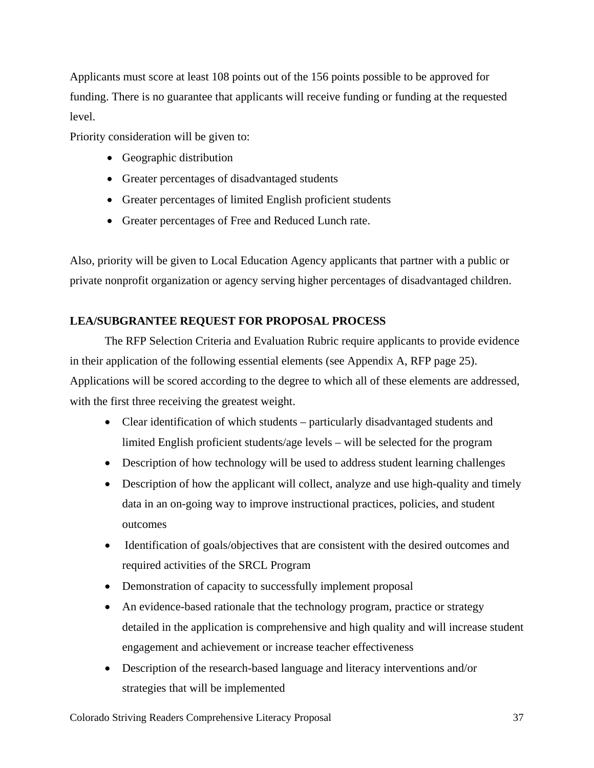Applicants must score at least 108 points out of the 156 points possible to be approved for funding. There is no guarantee that applicants will receive funding or funding at the requested level.

Priority consideration will be given to:

- Geographic distribution
- Greater percentages of disadvantaged students
- Greater percentages of limited English proficient students
- Greater percentages of Free and Reduced Lunch rate.

Also, priority will be given to Local Education Agency applicants that partner with a public or private nonprofit organization or agency serving higher percentages of disadvantaged children.

**LEA/SUBGRANTEE REQUEST FOR PROPOSAL PROCESS**

The RFP Selection Criteria and Evaluation Rubric require applicants to provide evidence in their application of the following essential elements (see Appendix A, RFP page 25). Applications will be scored according to the degree to which all of these elements are addressed, with the first three receiving the greatest weight.

- Clear identification of which students – particularly disadvantaged students and limited English proficient students/age levels – will be selected for the program
- Description of how technology will be used to address student learning challenges
- Description of how the applicant will collect, analyze and use high-quality and timely data in an on-going way to improve instructional practices, policies, and student outcomes
- Identification of goals/objectives that are consistent with the desired outcomes and required activities of the SRCL Program
- Demonstration of capacity to successfully implement proposal
- An evidence-based rationale that the technology program, practice or strategy detailed in the application is comprehensive and high quality and will increase student engagement and achievement or increase teacher effectiveness
- Description of the research-based language and literacy interventions and/or strategies that will be implemented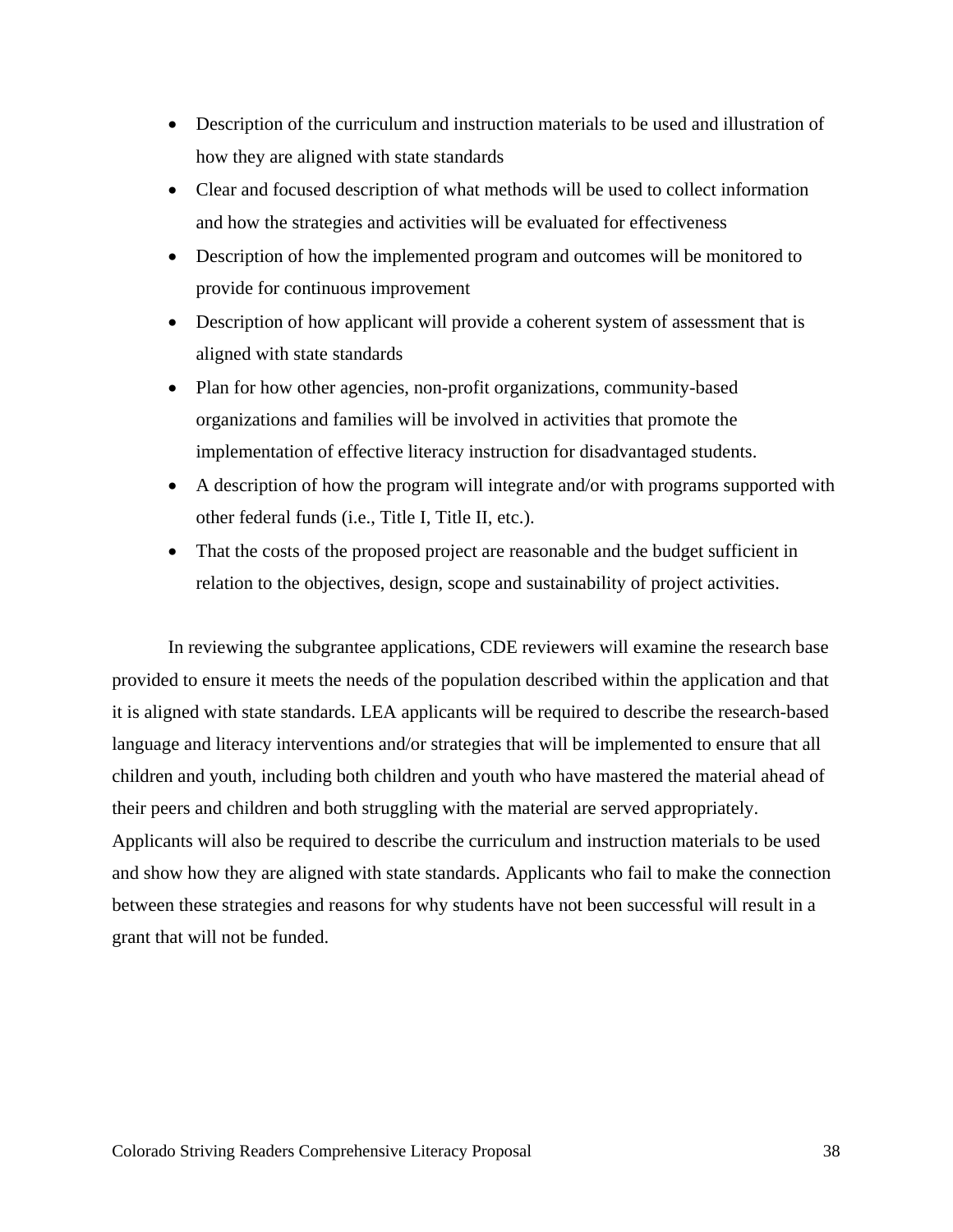- Description of the curriculum and instruction materials to be used and illustration of how they are aligned with state standards
- Clear and focused description of what methods will be used to collect information and how the strategies and activities will be evaluated for effectiveness
- Description of how the implemented program and outcomes will be monitored to provide for continuous improvement
- Description of how applicant will provide a coherent system of assessment that is aligned with state standards
- Plan for how other agencies, non-profit organizations, community-based organizations and families will be involved in activities that promote the implementation of effective literacy instruction for disadvantaged students.
- A description of how the program will integrate and/or with programs supported with other federal funds (i.e., Title I, Title II, etc.).
- That the costs of the proposed project are reasonable and the budget sufficient in relation to the objectives, design, scope and sustainability of project activities.

In reviewing the subgrantee applications, CDE reviewers will examine the research base provided to ensure it meets the needs of the population described within the application and that it is aligned with state standards. LEA applicants will be required to describe the research-based language and literacy interventions and/or strategies that will be implemented to ensure that all children and youth, including both children and youth who have mastered the material ahead of their peers and children and both struggling with the material are served appropriately. Applicants will also be required to describe the curriculum and instruction materials to be used and show how they are aligned with state standards. Applicants who fail to make the connection between these strategies and reasons for why students have not been successful will result in a grant that will not be funded.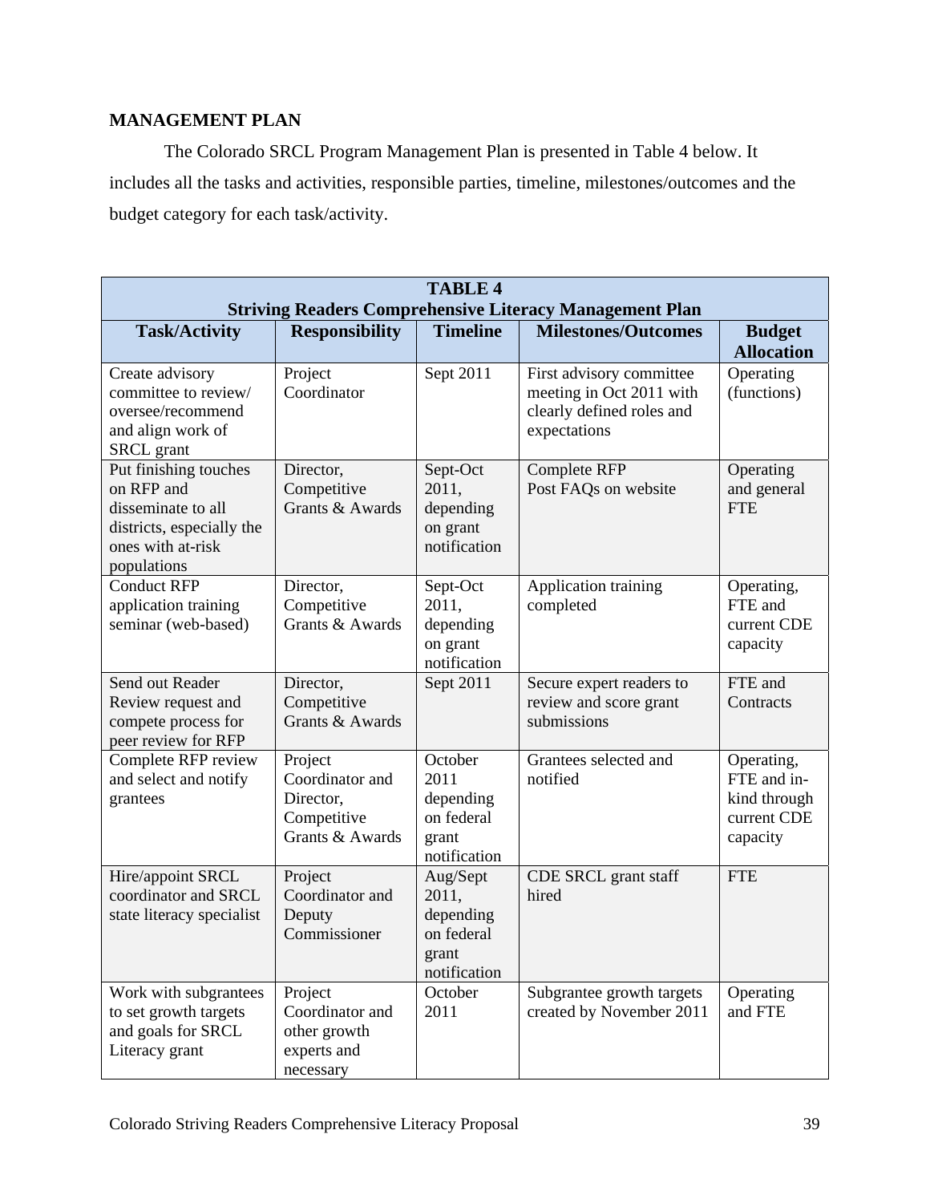## MANAGEMENT PLAN

The Colorado SRCL Program Management Plan is presented in Table 4 below. It includes all the tasks and activities, responsible parties, timeline, milestones/outcomes and the budget category for each task/activity.

**TABLE 4**
**Striving Readers Comprehensive Literacy Management Plan**

| Task/Activity | Responsibility | Timeline | Milestones/Outcomes | Budget Allocation |
|---|---|---|---|---|
| Create advisory committee to review/ oversee/recommend and align work of SRCL grant | Project Coordinator | Sept 2011 | First advisory committee meeting in Oct 2011 with clearly defined roles and expectations | Operating (functions) |
| Put finishing touches on RFP and disseminate to all districts, especially the ones with at-risk populations | Director, Competitive Grants & Awards | Sept-Oct 2011, depending on grant notification | Complete RFP<br>Post FAQs on website | Operating and general FTE |
| Conduct RFP application training seminar (web-based) | Director, Competitive Grants & Awards | Sept-Oct 2011, depending on grant notification | Application training completed | Operating, FTE and current CDE capacity |
| Send out Reader Review request and compete process for peer review for RFP | Director, Competitive Grants & Awards | Sept 2011 | Secure expert readers to review and score grant submissions | FTE and Contracts |
| Complete RFP review and select and notify grantees | Project Coordinator and Director, Competitive Grants & Awards | October 2011 depending on federal grant notification | Grantees selected and notified | Operating, FTE and in-kind through current CDE capacity |
| Hire/appoint SRCL coordinator and SRCL state literacy specialist | Project Coordinator and Deputy Commissioner | Aug/Sept 2011, depending on federal grant notification | CDE SRCL grant staff hired | FTE |
| Work with subgrantees to set growth targets and goals for SRCL Literacy grant | Project Coordinator and other growth experts and necessary | October 2011 | Subgrantee growth targets created by November 2011 | Operating and FTE |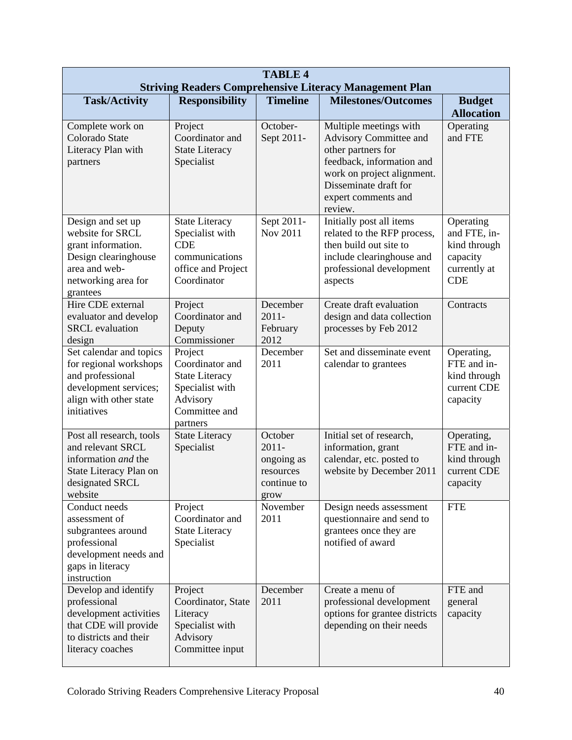| TABLE 4<br>Striving Readers Comprehensive Literacy Management Plan | | | | |
|---|---|---|---|---|
| **Task/Activity** | **Responsibility** | **Timeline** | **Milestones/Outcomes** | **Budget Allocation** |
| Complete work on Colorado State Literacy Plan with partners | Project Coordinator and State Literacy Specialist | October-Sept 2011- | Multiple meetings with Advisory Committee and other partners for feedback, information and work on project alignment. Disseminate draft for expert comments and review. | Operating and FTE |
| Design and set up website for SRCL grant information. Design clearinghouse area and web-networking area for grantees | State Literacy Specialist with CDE communications office and Project Coordinator | Sept 2011-Nov 2011 | Initially post all items related to the RFP process, then build out site to include clearinghouse and professional development aspects | Operating and FTE, in-kind through capacity currently at CDE |
| Hire CDE external evaluator and develop SRCL evaluation design | Project Coordinator and Deputy Commissioner | December 2011-February 2012 | Create draft evaluation design and data collection processes by Feb 2012 | Contracts |
| Set calendar and topics for regional workshops and professional development services; align with other state initiatives | Project Coordinator and State Literacy Specialist with Advisory Committee and partners | December 2011 | Set and disseminate event calendar to grantees | Operating, FTE and in-kind through current CDE capacity |
| Post all research, tools and relevant SRCL information *and* the State Literacy Plan on designated SRCL website | State Literacy Specialist | October 2011-ongoing as resources continue to grow | Initial set of research, information, grant calendar, etc. posted to website by December 2011 | Operating, FTE and in-kind through current CDE capacity |
| Conduct needs assessment of subgrantees around professional development needs and gaps in literacy instruction | Project Coordinator and State Literacy Specialist | November 2011 | Design needs assessment questionnaire and send to grantees once they are notified of award | FTE |
| Develop and identify professional development activities that CDE will provide to districts and their literacy coaches | Project Coordinator, State Literacy Specialist with Advisory Committee input | December 2011 | Create a menu of professional development options for grantee districts depending on their needs | FTE and general capacity |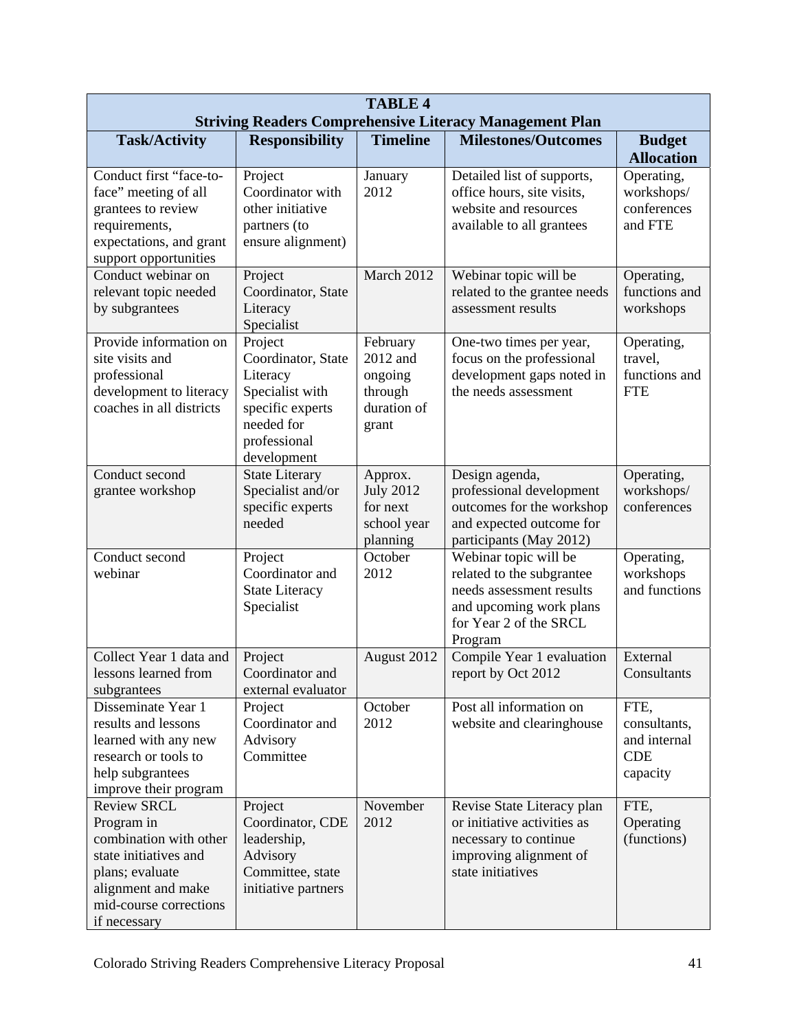**TABLE 4**
**Striving Readers Comprehensive Literacy Management Plan**

| Task/Activity | Responsibility | Timeline | Milestones/Outcomes | Budget Allocation |
|---|---|---|---|---|
| Conduct first "face-to-face" meeting of all grantees to review requirements, expectations, and grant support opportunities | Project Coordinator with other initiative partners (to ensure alignment) | January 2012 | Detailed list of supports, office hours, site visits, website and resources available to all grantees | Operating, workshops/ conferences and FTE |
| Conduct webinar on relevant topic needed by subgrantees | Project Coordinator, State Literacy Specialist | March 2012 | Webinar topic will be related to the grantee needs assessment results | Operating, functions and workshops |
| Provide information on site visits and professional development to literacy coaches in all districts | Project Coordinator, State Literacy Specialist with specific experts needed for professional development | February 2012 and ongoing through duration of grant | One-two times per year, focus on the professional development gaps noted in the needs assessment | Operating, travel, functions and FTE |
| Conduct second grantee workshop | State Literary Specialist and/or specific experts needed | Approx. July 2012 for next school year planning | Design agenda, professional development outcomes for the workshop and expected outcome for participants (May 2012) | Operating, workshops/ conferences |
| Conduct second webinar | Project Coordinator and State Literacy Specialist | October 2012 | Webinar topic will be related to the subgrantee needs assessment results and upcoming work plans for Year 2 of the SRCL Program | Operating, workshops and functions |
| Collect Year 1 data and lessons learned from subgrantees | Project Coordinator and external evaluator | August 2012 | Compile Year 1 evaluation report by Oct 2012 | External Consultants |
| Disseminate Year 1 results and lessons learned with any new research or tools to help subgrantees improve their program | Project Coordinator and Advisory Committee | October 2012 | Post all information on website and clearinghouse | FTE, consultants, and internal CDE capacity |
| Review SRCL Program in combination with other state initiatives and plans; evaluate alignment and make mid-course corrections if necessary | Project Coordinator, CDE leadership, Advisory Committee, state initiative partners | November 2012 | Revise State Literacy plan or initiative activities as necessary to continue improving alignment of state initiatives | FTE, Operating (functions) |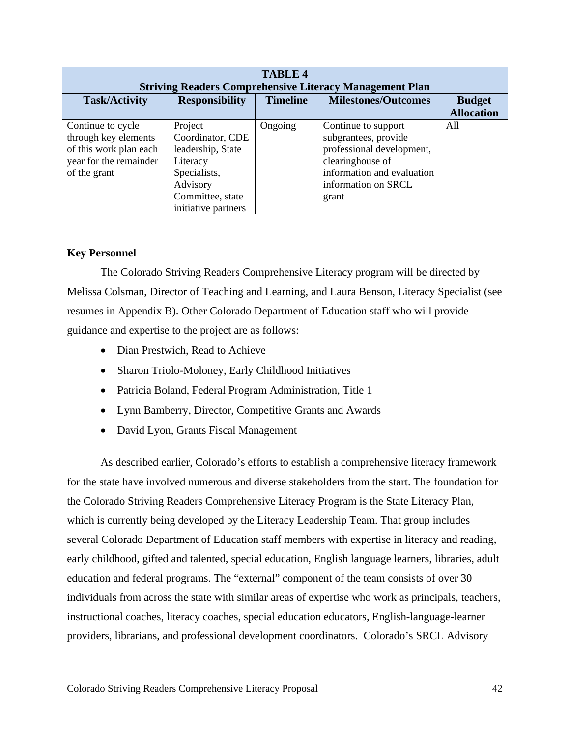| TABLE 4 Striving Readers Comprehensive Literacy Management Plan | | | | |
|---|---|---|---|---|
| **Task/Activity** | **Responsibility** | **Timeline** | **Milestones/Outcomes** | **Budget Allocation** |
| Continue to cycle through key elements of this work plan each year for the remainder of the grant | Project Coordinator, CDE leadership, State Literacy Specialists, Advisory Committee, state initiative partners | Ongoing | Continue to support subgrantees, provide professional development, clearinghouse of information and evaluation information on SRCL grant | All |

**Key Personnel**

The Colorado Striving Readers Comprehensive Literacy program will be directed by Melissa Colsman, Director of Teaching and Learning, and Laura Benson, Literacy Specialist (see resumes in Appendix B). Other Colorado Department of Education staff who will provide guidance and expertise to the project are as follows:

- Dian Prestwich, Read to Achieve
- Sharon Triolo-Moloney, Early Childhood Initiatives
- Patricia Boland, Federal Program Administration, Title 1
- Lynn Bamberry, Director, Competitive Grants and Awards
- David Lyon, Grants Fiscal Management

As described earlier, Colorado's efforts to establish a comprehensive literacy framework for the state have involved numerous and diverse stakeholders from the start. The foundation for the Colorado Striving Readers Comprehensive Literacy Program is the State Literacy Plan, which is currently being developed by the Literacy Leadership Team. That group includes several Colorado Department of Education staff members with expertise in literacy and reading, early childhood, gifted and talented, special education, English language learners, libraries, adult education and federal programs. The "external" component of the team consists of over 30 individuals from across the state with similar areas of expertise who work as principals, teachers, instructional coaches, literacy coaches, special education educators, English-language-learner providers, librarians, and professional development coordinators. Colorado's SRCL Advisory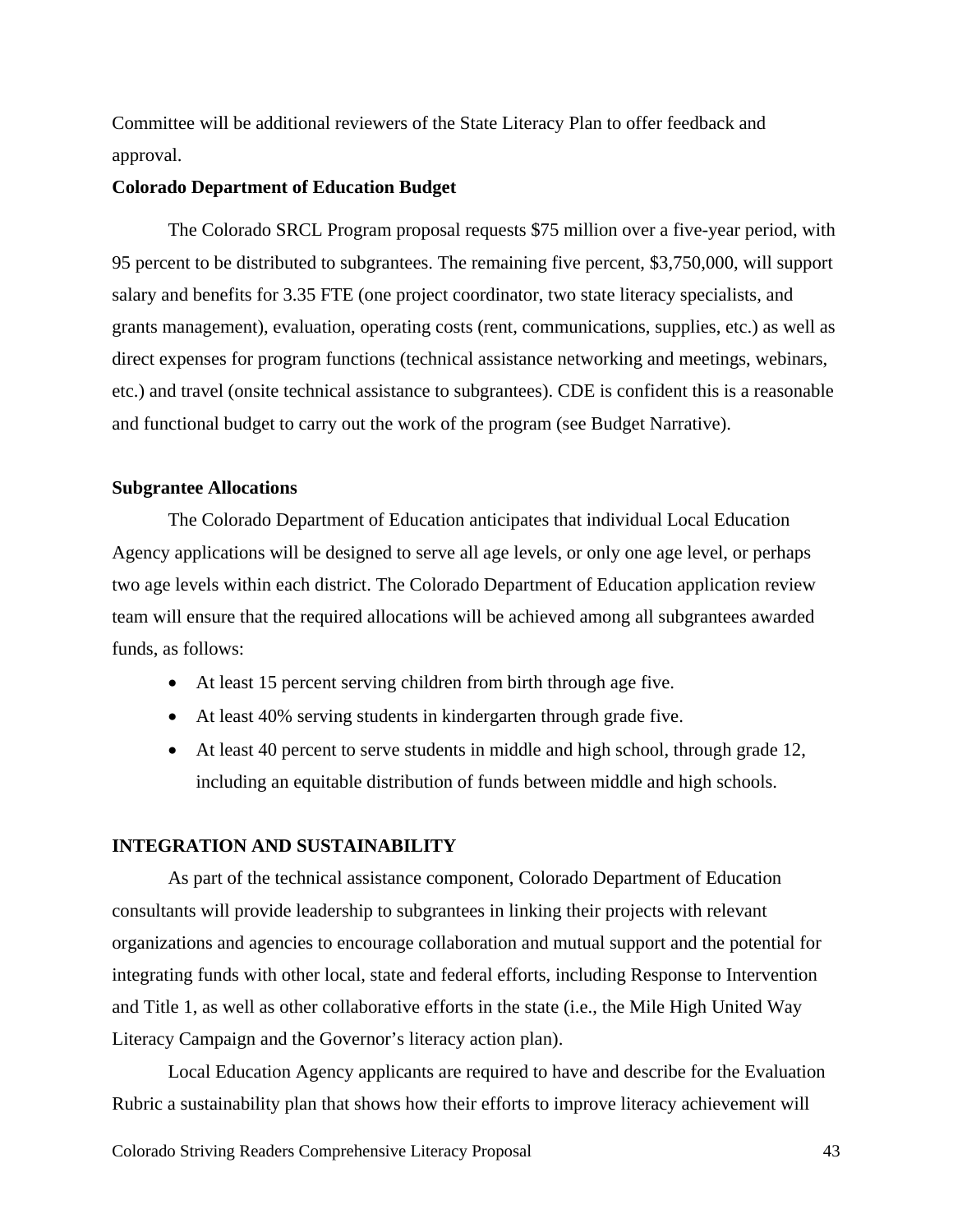Committee will be additional reviewers of the State Literacy Plan to offer feedback and approval.

**Colorado Department of Education Budget**

The Colorado SRCL Program proposal requests $75 million over a five-year period, with 95 percent to be distributed to subgrantees. The remaining five percent, $3,750,000, will support salary and benefits for 3.35 FTE (one project coordinator, two state literacy specialists, and grants management), evaluation, operating costs (rent, communications, supplies, etc.) as well as direct expenses for program functions (technical assistance networking and meetings, webinars, etc.) and travel (onsite technical assistance to subgrantees). CDE is confident this is a reasonable and functional budget to carry out the work of the program (see Budget Narrative).

**Subgrantee Allocations**

The Colorado Department of Education anticipates that individual Local Education Agency applications will be designed to serve all age levels, or only one age level, or perhaps two age levels within each district. The Colorado Department of Education application review team will ensure that the required allocations will be achieved among all subgrantees awarded funds, as follows:

- At least 15 percent serving children from birth through age five.
- At least 40% serving students in kindergarten through grade five.
- At least 40 percent to serve students in middle and high school, through grade 12, including an equitable distribution of funds between middle and high schools.

**INTEGRATION AND SUSTAINABILITY**

As part of the technical assistance component, Colorado Department of Education consultants will provide leadership to subgrantees in linking their projects with relevant organizations and agencies to encourage collaboration and mutual support and the potential for integrating funds with other local, state and federal efforts, including Response to Intervention and Title 1, as well as other collaborative efforts in the state (i.e., the Mile High United Way Literacy Campaign and the Governor's literacy action plan).

Local Education Agency applicants are required to have and describe for the Evaluation Rubric a sustainability plan that shows how their efforts to improve literacy achievement will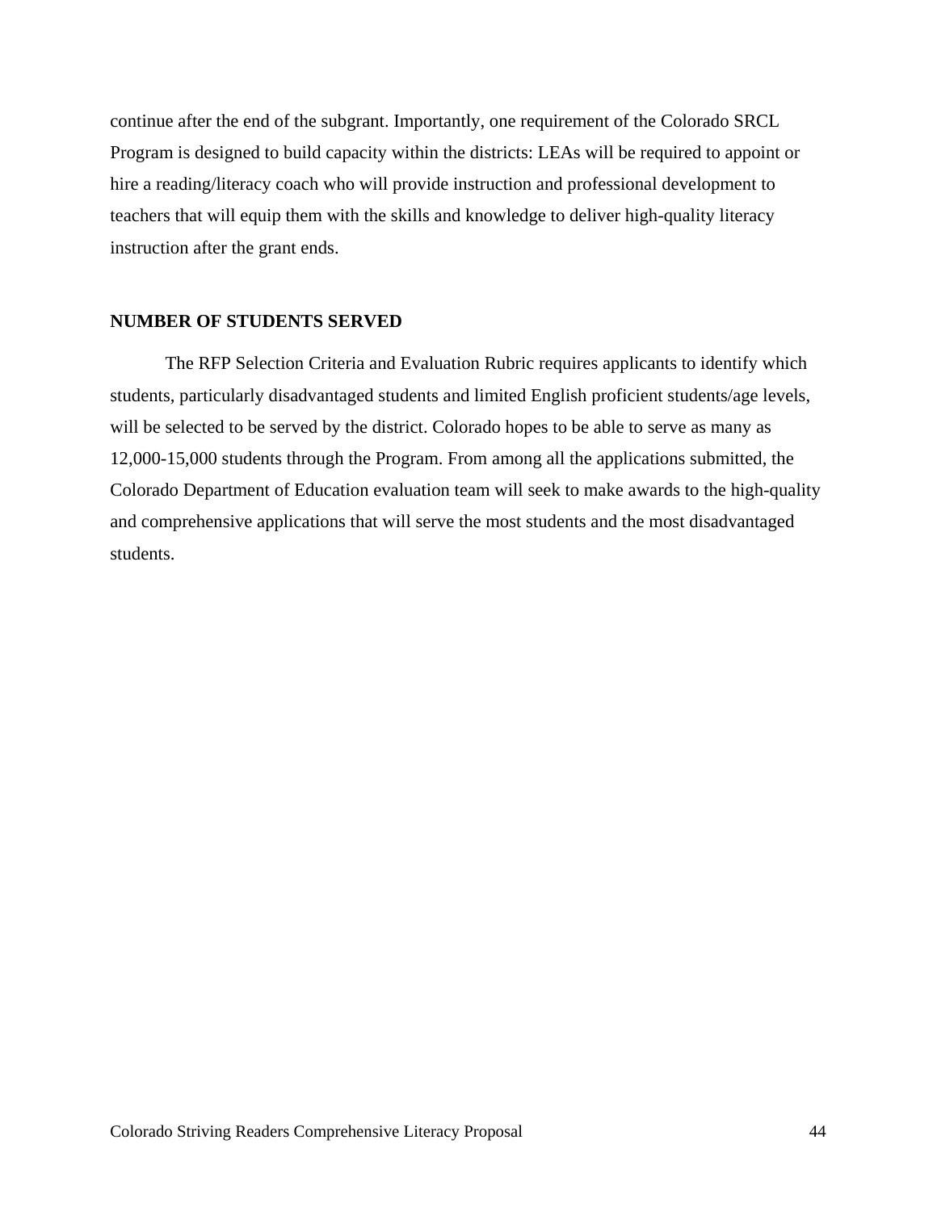continue after the end of the subgrant. Importantly, one requirement of the Colorado SRCL Program is designed to build capacity within the districts: LEAs will be required to appoint or hire a reading/literacy coach who will provide instruction and professional development to teachers that will equip them with the skills and knowledge to deliver high-quality literacy instruction after the grant ends.

**NUMBER OF STUDENTS SERVED**

The RFP Selection Criteria and Evaluation Rubric requires applicants to identify which students, particularly disadvantaged students and limited English proficient students/age levels, will be selected to be served by the district. Colorado hopes to be able to serve as many as 12,000-15,000 students through the Program. From among all the applications submitted, the Colorado Department of Education evaluation team will seek to make awards to the high-quality and comprehensive applications that will serve the most students and the most disadvantaged students.